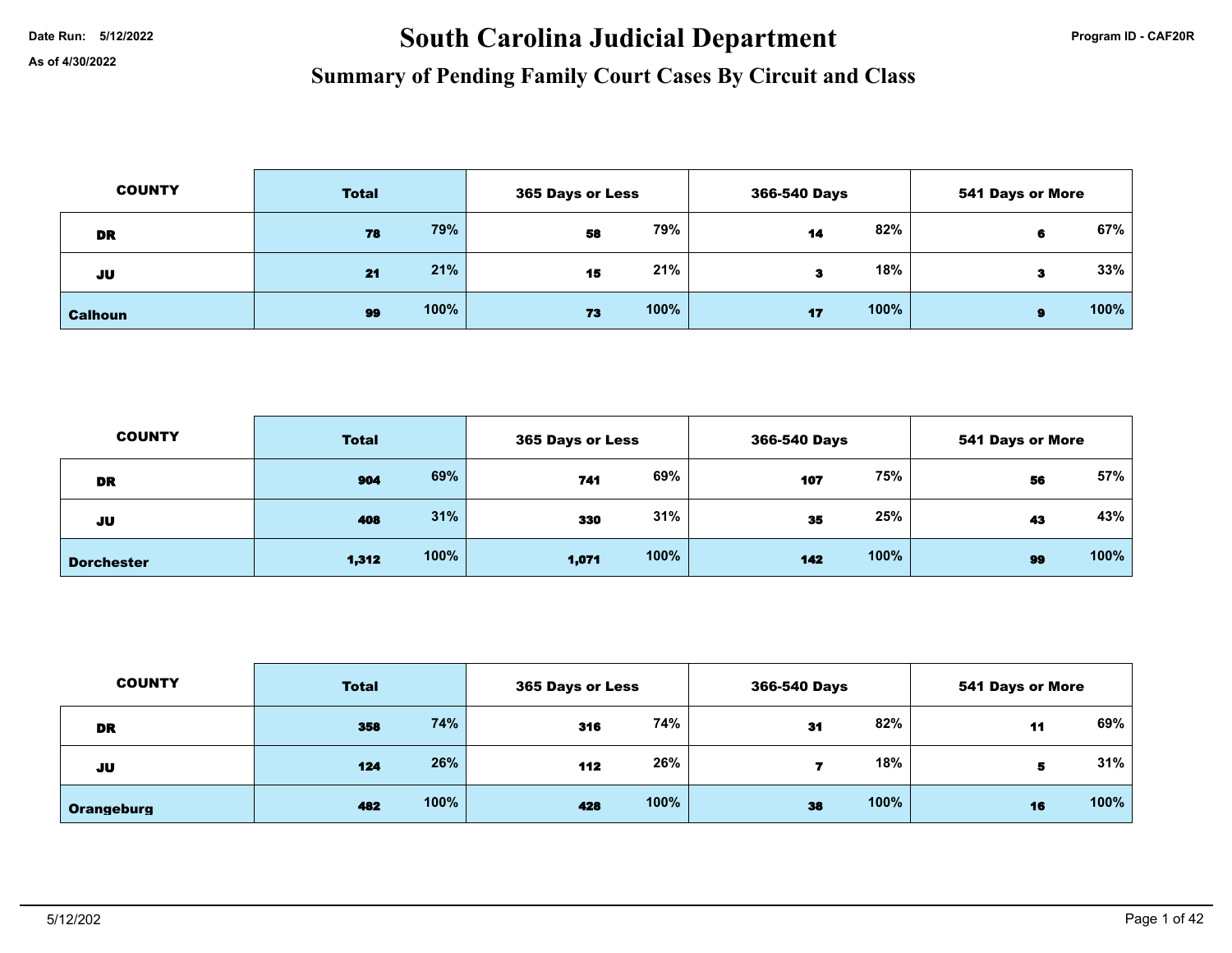Date Run: 5/12/2022

As of 4/30/2022

# South Carolina Judicial Department

Program ID - CAF20R

## Summary of Pending Family Court Cases By Circuit and Class

| COUNTY | Total | | 365 Days or Less | | 366-540 Days | | 541 Days or More | |
|---|---|---|---|---|---|---|---|---|
| DR | 78 | 79% | 58 | 79% | 14 | 82% | 6 | 67% |
| JU | 21 | 21% | 15 | 21% | 3 | 18% | 3 | 33% |
| Calhoun | 99 | 100% | 73 | 100% | 17 | 100% | 9 | 100% |

| COUNTY | Total | | 365 Days or Less | | 366-540 Days | | 541 Days or More | |
|---|---|---|---|---|---|---|---|---|
| DR | 904 | 69% | 741 | 69% | 107 | 75% | 56 | 57% |
| JU | 408 | 31% | 330 | 31% | 35 | 25% | 43 | 43% |
| Dorchester | 1,312 | 100% | 1,071 | 100% | 142 | 100% | 99 | 100% |

| COUNTY | Total | | 365 Days or Less | | 366-540 Days | | 541 Days or More | |
|---|---|---|---|---|---|---|---|---|
| DR | 358 | 74% | 316 | 74% | 31 | 82% | 11 | 69% |
| JU | 124 | 26% | 112 | 26% | 7 | 18% | 5 | 31% |
| Orangeburg | 482 | 100% | 428 | 100% | 38 | 100% | 16 | 100% |

5/12/202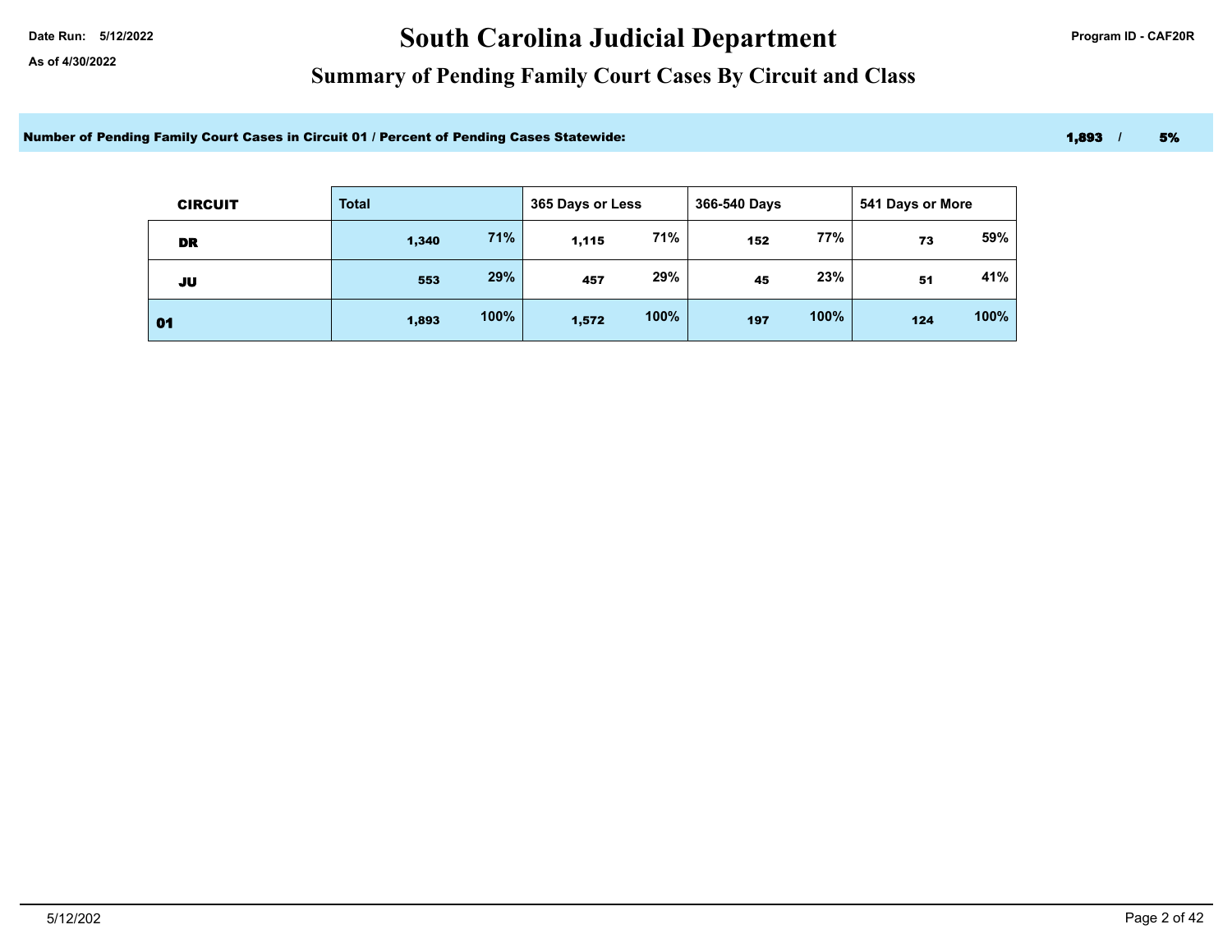Date Run: 5/12/2022

As of 4/30/2022

# South Carolina Judicial Department

Program ID - CAF20R

## Summary of Pending Family Court Cases By Circuit and Class

**Number of Pending Family Court Cases in Circuit 01 / Percent of Pending Cases Statewide:** **1,893 / 5%**

| CIRCUIT | Total | | 365 Days or Less | | 366-540 Days | | 541 Days or More | |
|---|---|---|---|---|---|---|---|---|
| DR | 1,340 | 71% | 1,115 | 71% | 152 | 77% | 73 | 59% |
| JU | 553 | 29% | 457 | 29% | 45 | 23% | 51 | 41% |
| 01 | 1,893 | 100% | 1,572 | 100% | 197 | 100% | 124 | 100% |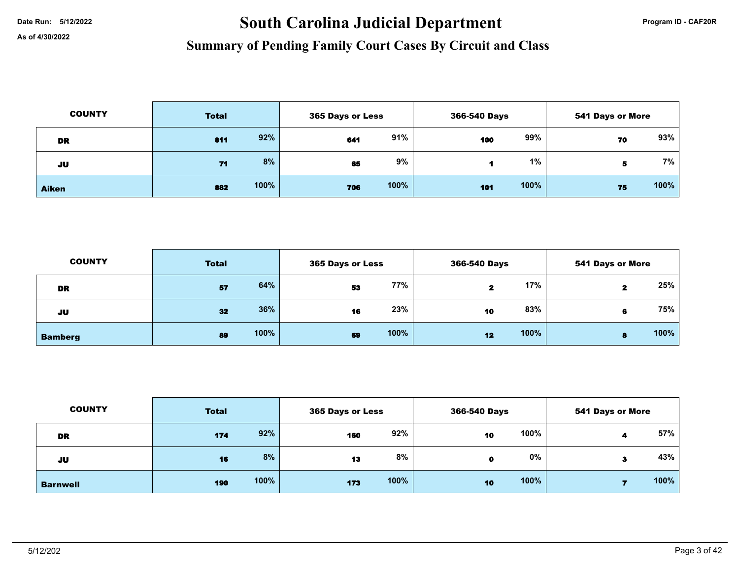# South Carolina Judicial Department

Date Run: 5/12/2022

As of 4/30/2022

Program ID - CAF20R

## Summary of Pending Family Court Cases By Circuit and Class

| COUNTY | Total | | 365 Days or Less | | 366-540 Days | | 541 Days or More | |
|---|---|---|---|---|---|---|---|---|
| DR | 811 | 92% | 641 | 91% | 100 | 99% | 70 | 93% |
| JU | 71 | 8% | 65 | 9% | 1 | 1% | 5 | 7% |
| **Aiken** | 882 | 100% | 706 | 100% | 101 | 100% | 75 | 100% |

| COUNTY | Total | | 365 Days or Less | | 366-540 Days | | 541 Days or More | |
|---|---|---|---|---|---|---|---|---|
| DR | 57 | 64% | 53 | 77% | 2 | 17% | 2 | 25% |
| JU | 32 | 36% | 16 | 23% | 10 | 83% | 6 | 75% |
| **Bamberg** | 89 | 100% | 69 | 100% | 12 | 100% | 8 | 100% |

| COUNTY | Total | | 365 Days or Less | | 366-540 Days | | 541 Days or More | |
|---|---|---|---|---|---|---|---|---|
| DR | 174 | 92% | 160 | 92% | 10 | 100% | 4 | 57% |
| JU | 16 | 8% | 13 | 8% | 0 | 0% | 3 | 43% |
| **Barnwell** | 190 | 100% | 173 | 100% | 10 | 100% | 7 | 100% |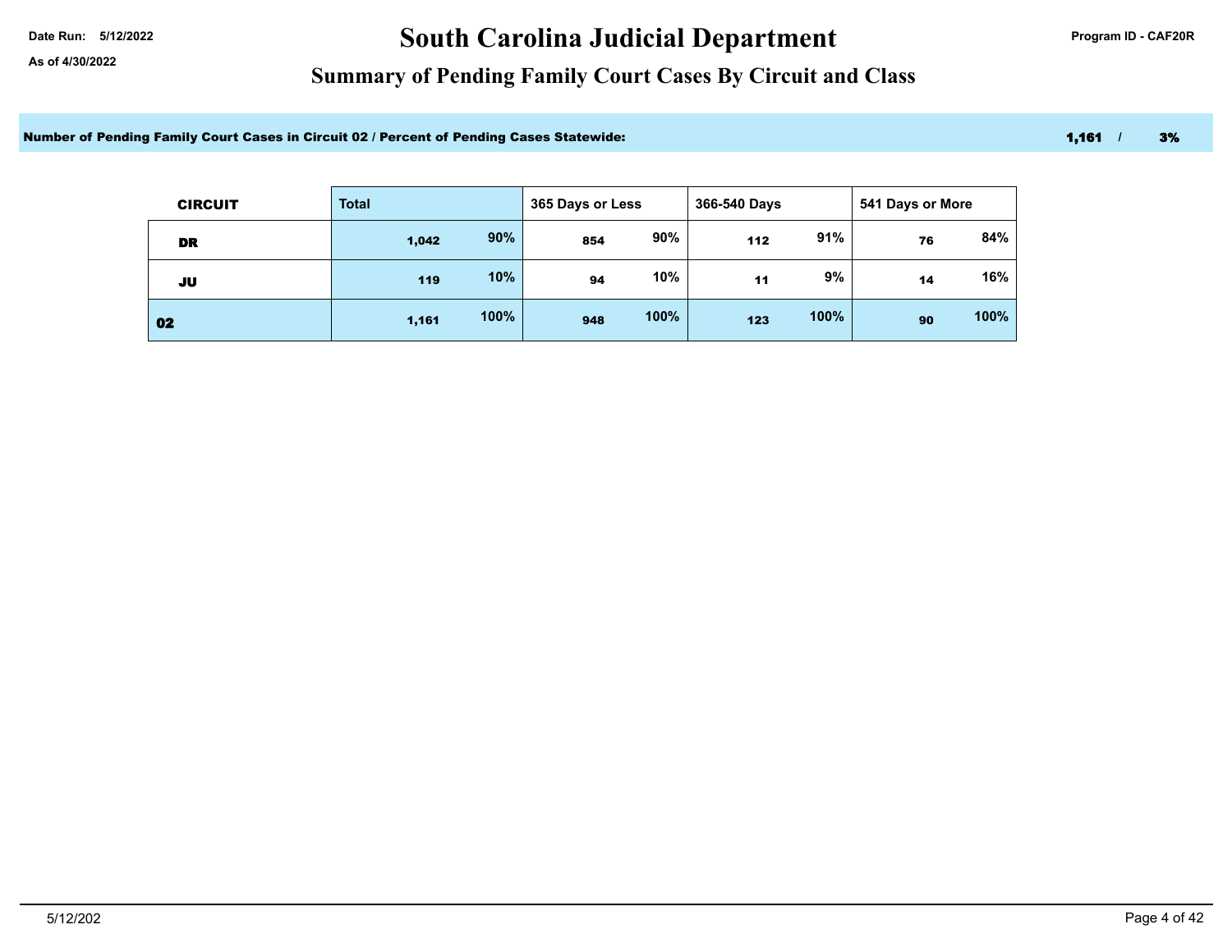Date Run: 5/12/2022

As of 4/30/2022

# South Carolina Judicial Department

## Summary of Pending Family Court Cases By Circuit and Class

Program ID - CAF20R

**Number of Pending Family Court Cases in Circuit 02 / Percent of Pending Cases Statewide:** **1,161 / 3%**

| CIRCUIT | Total | | 365 Days or Less | | 366-540 Days | | 541 Days or More | |
|---|---|---|---|---|---|---|---|---|
| DR | 1,042 | 90% | 854 | 90% | 112 | 91% | 76 | 84% |
| JU | 119 | 10% | 94 | 10% | 11 | 9% | 14 | 16% |
| 02 | 1,161 | 100% | 948 | 100% | 123 | 100% | 90 | 100% |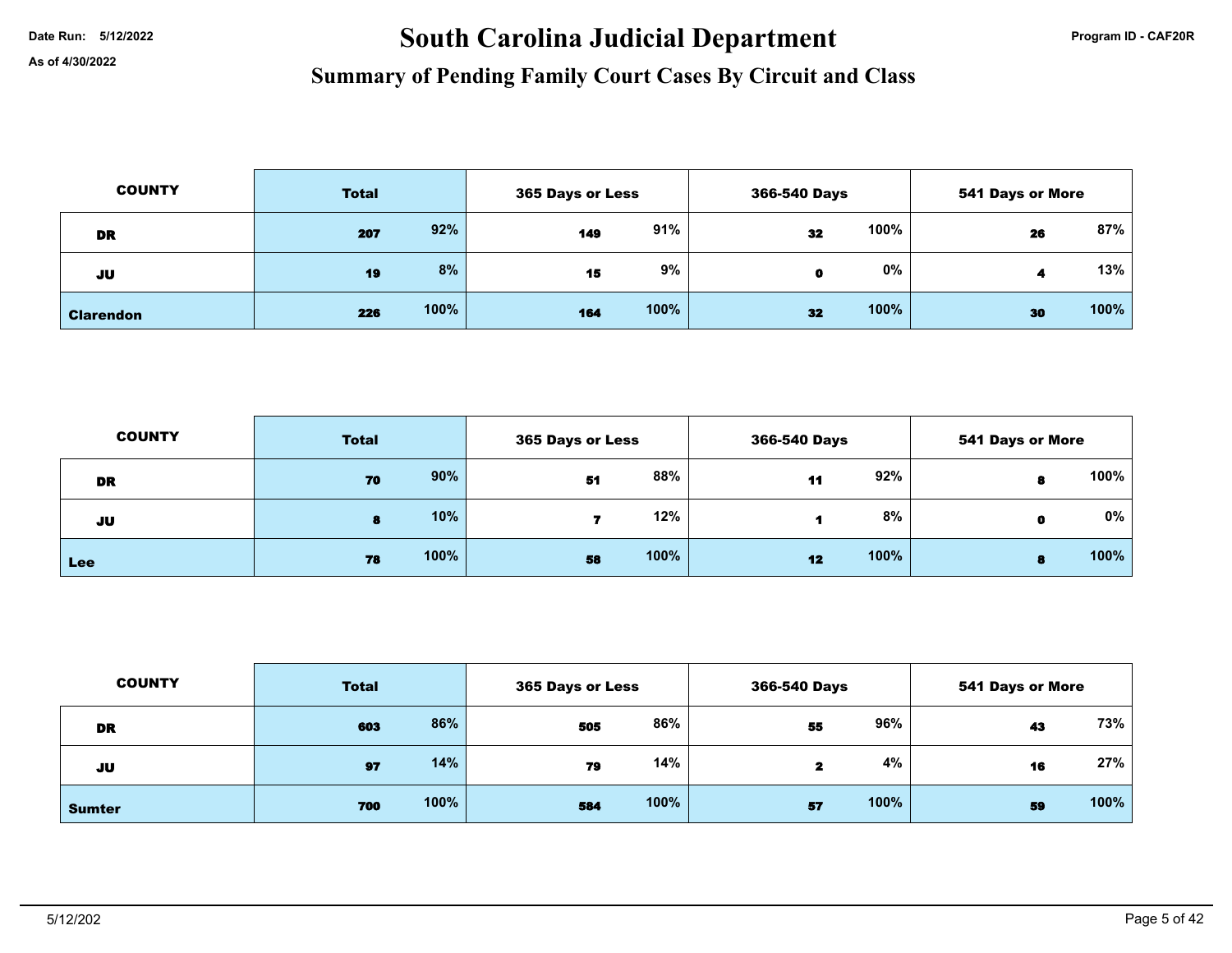Date Run: 5/12/2022

As of 4/30/2022

# South Carolina Judicial Department

## Summary of Pending Family Court Cases By Circuit and Class

Program ID - CAF20R

| COUNTY | Total | | 365 Days or Less | | 366-540 Days | | 541 Days or More | |
|---|---|---|---|---|---|---|---|---|
| DR | 207 | 92% | 149 | 91% | 32 | 100% | 26 | 87% |
| JU | 19 | 8% | 15 | 9% | 0 | 0% | 4 | 13% |
| Clarendon | 226 | 100% | 164 | 100% | 32 | 100% | 30 | 100% |

| COUNTY | Total | | 365 Days or Less | | 366-540 Days | | 541 Days or More | |
|---|---|---|---|---|---|---|---|---|
| DR | 70 | 90% | 51 | 88% | 11 | 92% | 8 | 100% |
| JU | 8 | 10% | 7 | 12% | 1 | 8% | 0 | 0% |
| Lee | 78 | 100% | 58 | 100% | 12 | 100% | 8 | 100% |

| COUNTY | Total | | 365 Days or Less | | 366-540 Days | | 541 Days or More | |
|---|---|---|---|---|---|---|---|---|
| DR | 603 | 86% | 505 | 86% | 55 | 96% | 43 | 73% |
| JU | 97 | 14% | 79 | 14% | 2 | 4% | 16 | 27% |
| Sumter | 700 | 100% | 584 | 100% | 57 | 100% | 59 | 100% |

5/12/202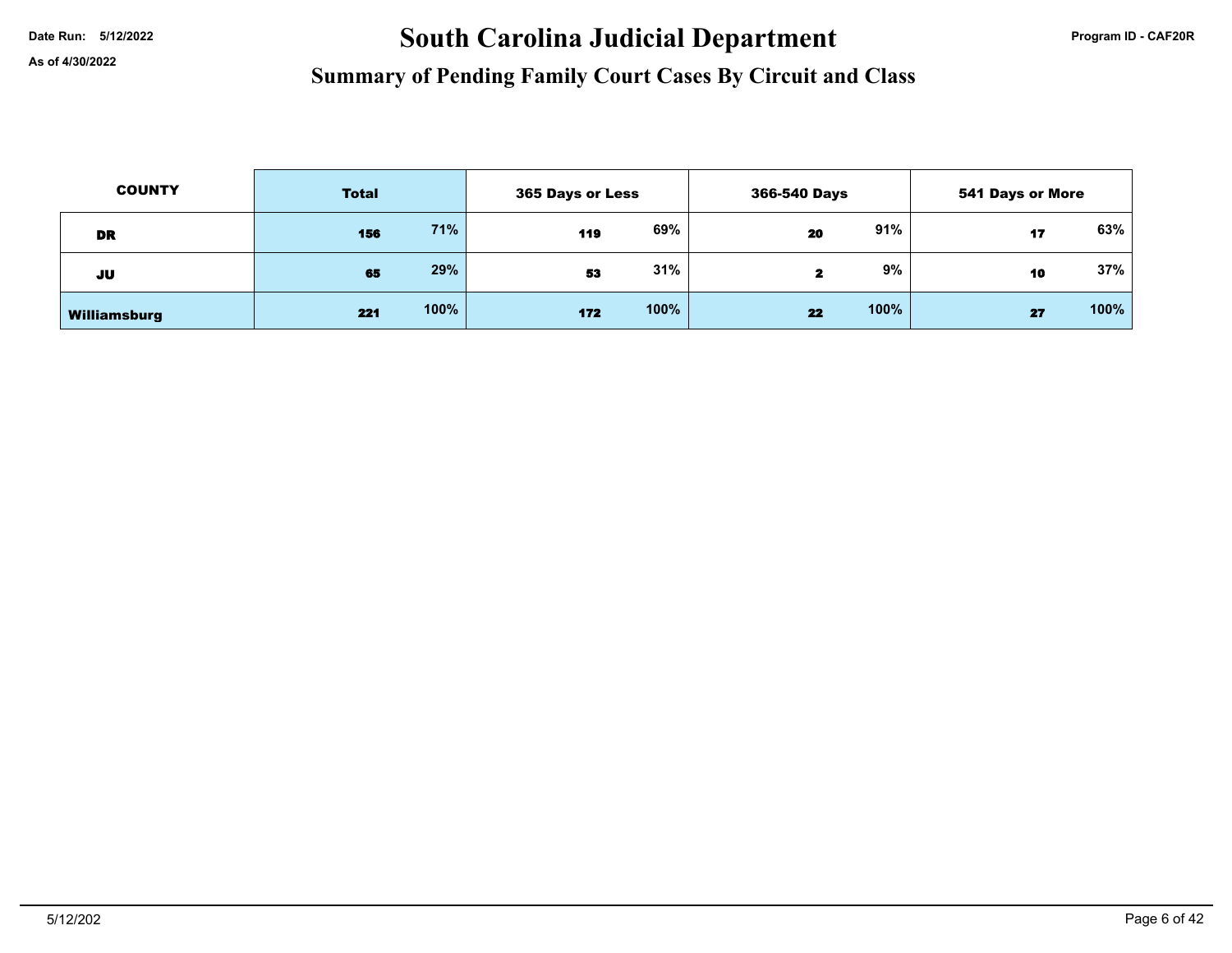Date Run: 5/12/2022

As of 4/30/2022

# South Carolina Judicial Department

## Summary of Pending Family Court Cases By Circuit and Class

Program ID - CAF20R

| COUNTY | Total | | 365 Days or Less | | 366-540 Days | | 541 Days or More | |
|---|---|---|---|---|---|---|---|---|
| DR | 156 | 71% | 119 | 69% | 20 | 91% | 17 | 63% |
| JU | 65 | 29% | 53 | 31% | 2 | 9% | 10 | 37% |
| Williamsburg | 221 | 100% | 172 | 100% | 22 | 100% | 27 | 100% |

5/12/202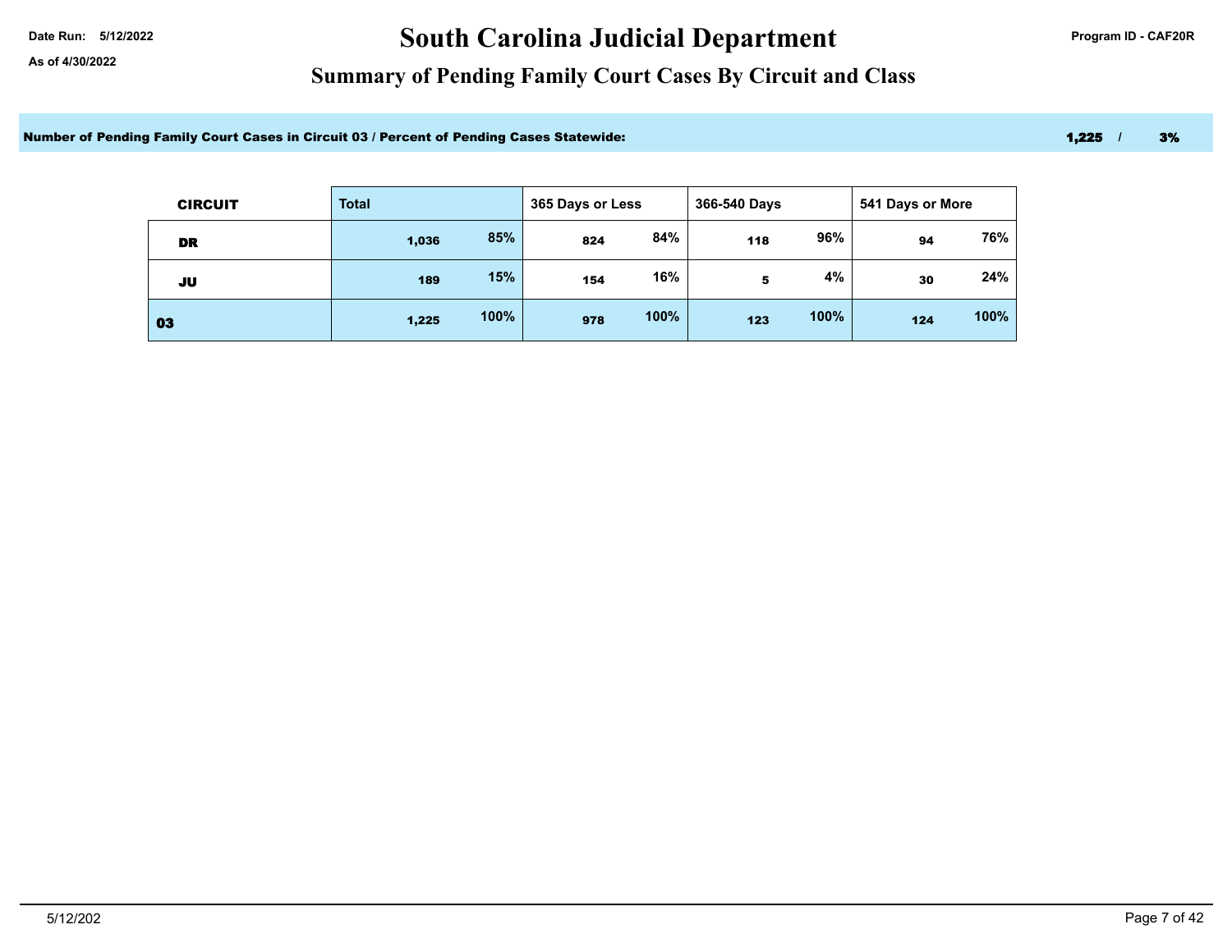Date Run: 5/12/2022

As of 4/30/2022

# South Carolina Judicial Department

## Summary of Pending Family Court Cases By Circuit and Class

Program ID - CAF20R

**Number of Pending Family Court Cases in Circuit 03 / Percent of Pending Cases Statewide:** **1,225 / 3%**

| CIRCUIT | Total | | 365 Days or Less | | 366-540 Days | | 541 Days or More | |
|---|---|---|---|---|---|---|---|---|
| DR | 1,036 | 85% | 824 | 84% | 118 | 96% | 94 | 76% |
| JU | 189 | 15% | 154 | 16% | 5 | 4% | 30 | 24% |
| 03 | 1,225 | 100% | 978 | 100% | 123 | 100% | 124 | 100% |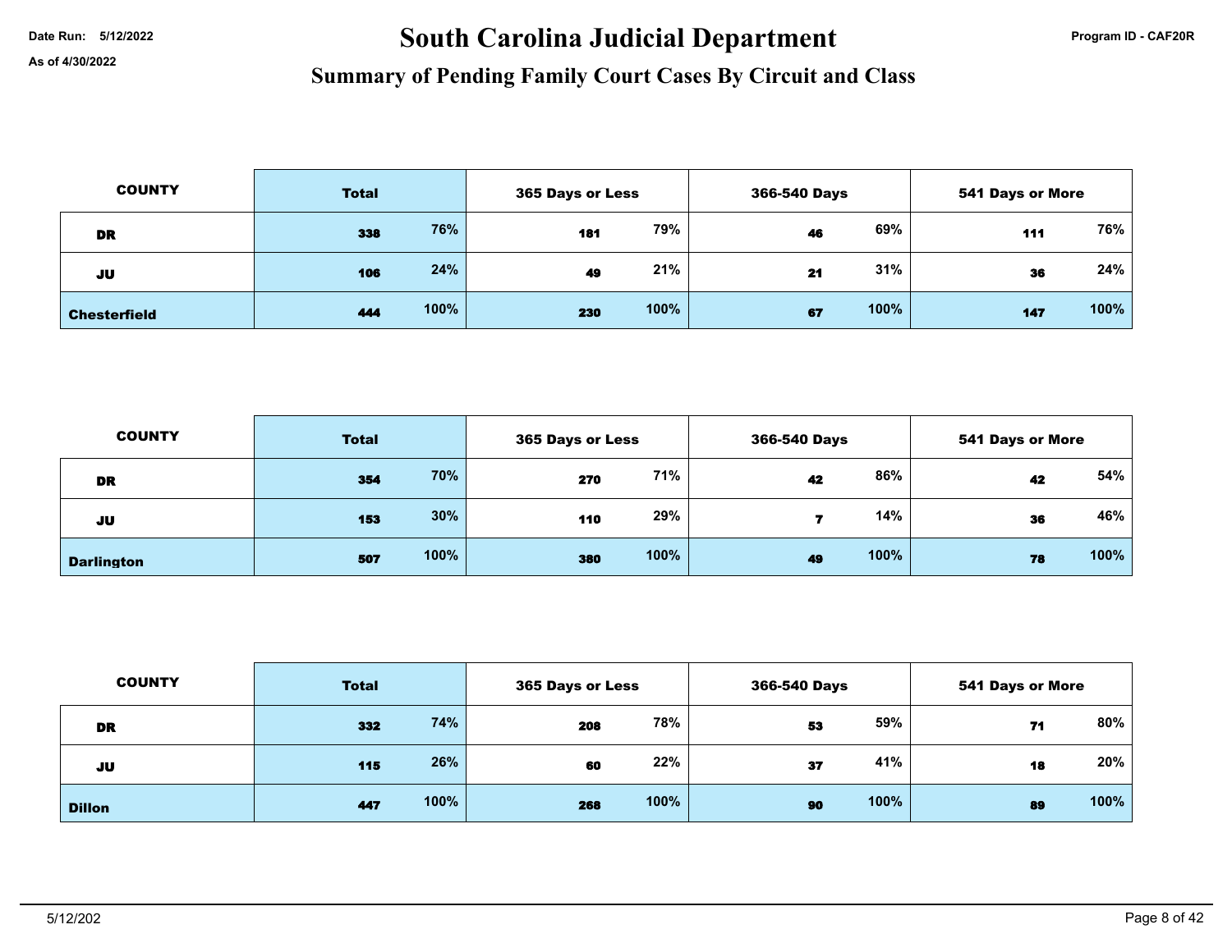Date Run: 5/12/2022

As of 4/30/2022

# South Carolina Judicial Department

## Summary of Pending Family Court Cases By Circuit and Class

Program ID - CAF20R

| COUNTY | Total | | 365 Days or Less | | 366-540 Days | | 541 Days or More | |
|---|---|---|---|---|---|---|---|---|
| DR | 338 | 76% | 181 | 79% | 46 | 69% | 111 | 76% |
| JU | 106 | 24% | 49 | 21% | 21 | 31% | 36 | 24% |
| **Chesterfield** | 444 | 100% | 230 | 100% | 67 | 100% | 147 | 100% |

| COUNTY | Total | | 365 Days or Less | | 366-540 Days | | 541 Days or More | |
|---|---|---|---|---|---|---|---|---|
| DR | 354 | 70% | 270 | 71% | 42 | 86% | 42 | 54% |
| JU | 153 | 30% | 110 | 29% | 7 | 14% | 36 | 46% |
| **Darlington** | 507 | 100% | 380 | 100% | 49 | 100% | 78 | 100% |

| COUNTY | Total | | 365 Days or Less | | 366-540 Days | | 541 Days or More | |
|---|---|---|---|---|---|---|---|---|
| DR | 332 | 74% | 208 | 78% | 53 | 59% | 71 | 80% |
| JU | 115 | 26% | 60 | 22% | 37 | 41% | 18 | 20% |
| **Dillon** | 447 | 100% | 268 | 100% | 90 | 100% | 89 | 100% |

5/12/202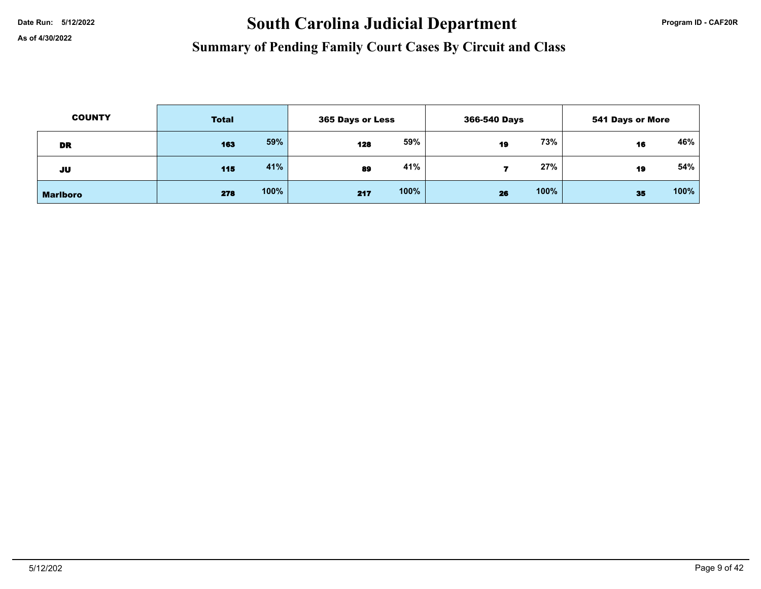Date Run: 5/12/2022

As of 4/30/2022

# South Carolina Judicial Department

## Summary of Pending Family Court Cases By Circuit and Class

Program ID - CAF20R

| COUNTY | Total | | 365 Days or Less | | 366-540 Days | | 541 Days or More | |
|---|---|---|---|---|---|---|---|---|
| DR | 163 | 59% | 128 | 59% | 19 | 73% | 16 | 46% |
| JU | 115 | 41% | 89 | 41% | 7 | 27% | 19 | 54% |
| Marlboro | 278 | 100% | 217 | 100% | 26 | 100% | 35 | 100% |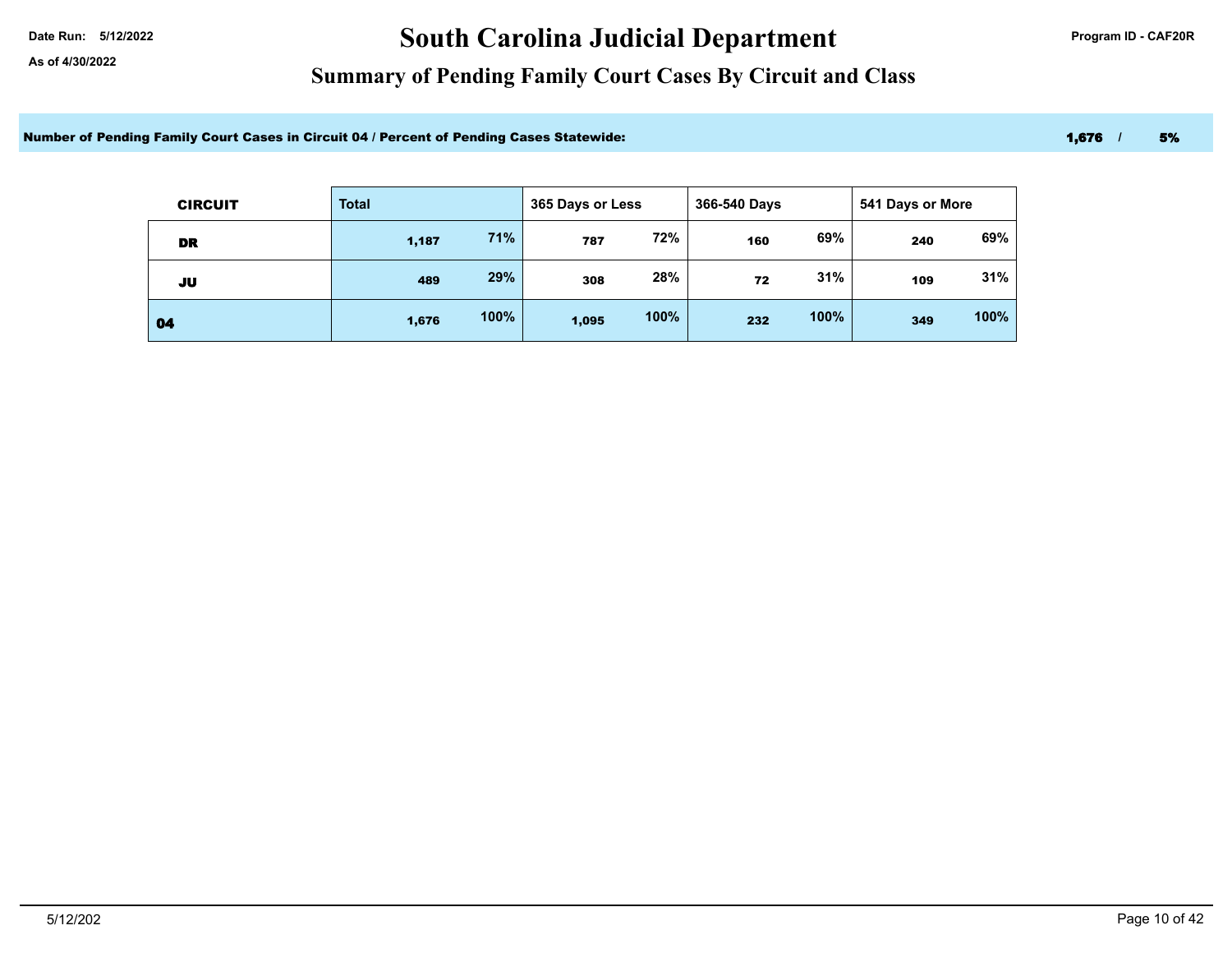Date Run: 5/12/2022

As of 4/30/2022

# South Carolina Judicial Department

## Summary of Pending Family Court Cases By Circuit and Class

Program ID - CAF20R

**Number of Pending Family Court Cases in Circuit 04 / Percent of Pending Cases Statewide:** **1,676 / 5%**

| CIRCUIT | Total | | 365 Days or Less | | 366-540 Days | | 541 Days or More | |
|---|---|---|---|---|---|---|---|---|
| DR | 1,187 | 71% | 787 | 72% | 160 | 69% | 240 | 69% |
| JU | 489 | 29% | 308 | 28% | 72 | 31% | 109 | 31% |
| 04 | 1,676 | 100% | 1,095 | 100% | 232 | 100% | 349 | 100% |

5/12/202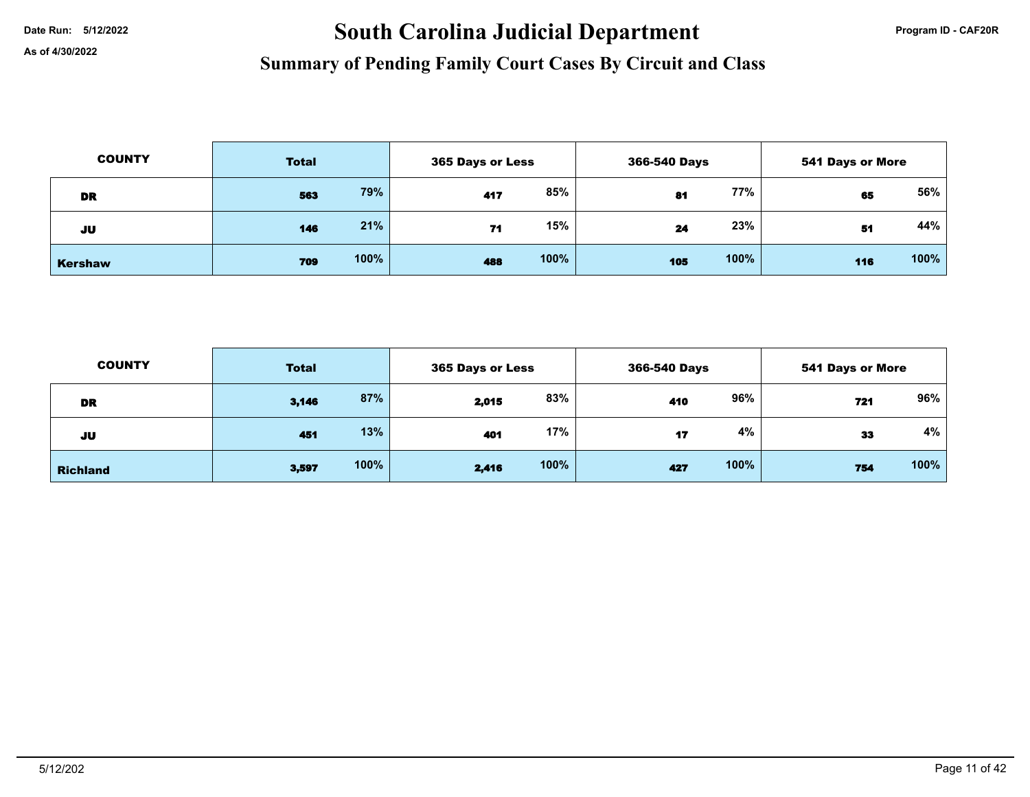# South Carolina Judicial Department

## Summary of Pending Family Court Cases By Circuit and Class

Date Run: 5/12/2022

As of 4/30/2022

Program ID - CAF20R

| COUNTY | Total | | 365 Days or Less | | 366-540 Days | | 541 Days or More | |
|---|---|---|---|---|---|---|---|---|
| DR | 563 | 79% | 417 | 85% | 81 | 77% | 65 | 56% |
| JU | 146 | 21% | 71 | 15% | 24 | 23% | 51 | 44% |
| Kershaw | 709 | 100% | 488 | 100% | 105 | 100% | 116 | 100% |

| COUNTY | Total | | 365 Days or Less | | 366-540 Days | | 541 Days or More | |
|---|---|---|---|---|---|---|---|---|
| DR | 3,146 | 87% | 2,015 | 83% | 410 | 96% | 721 | 96% |
| JU | 451 | 13% | 401 | 17% | 17 | 4% | 33 | 4% |
| Richland | 3,597 | 100% | 2,416 | 100% | 427 | 100% | 754 | 100% |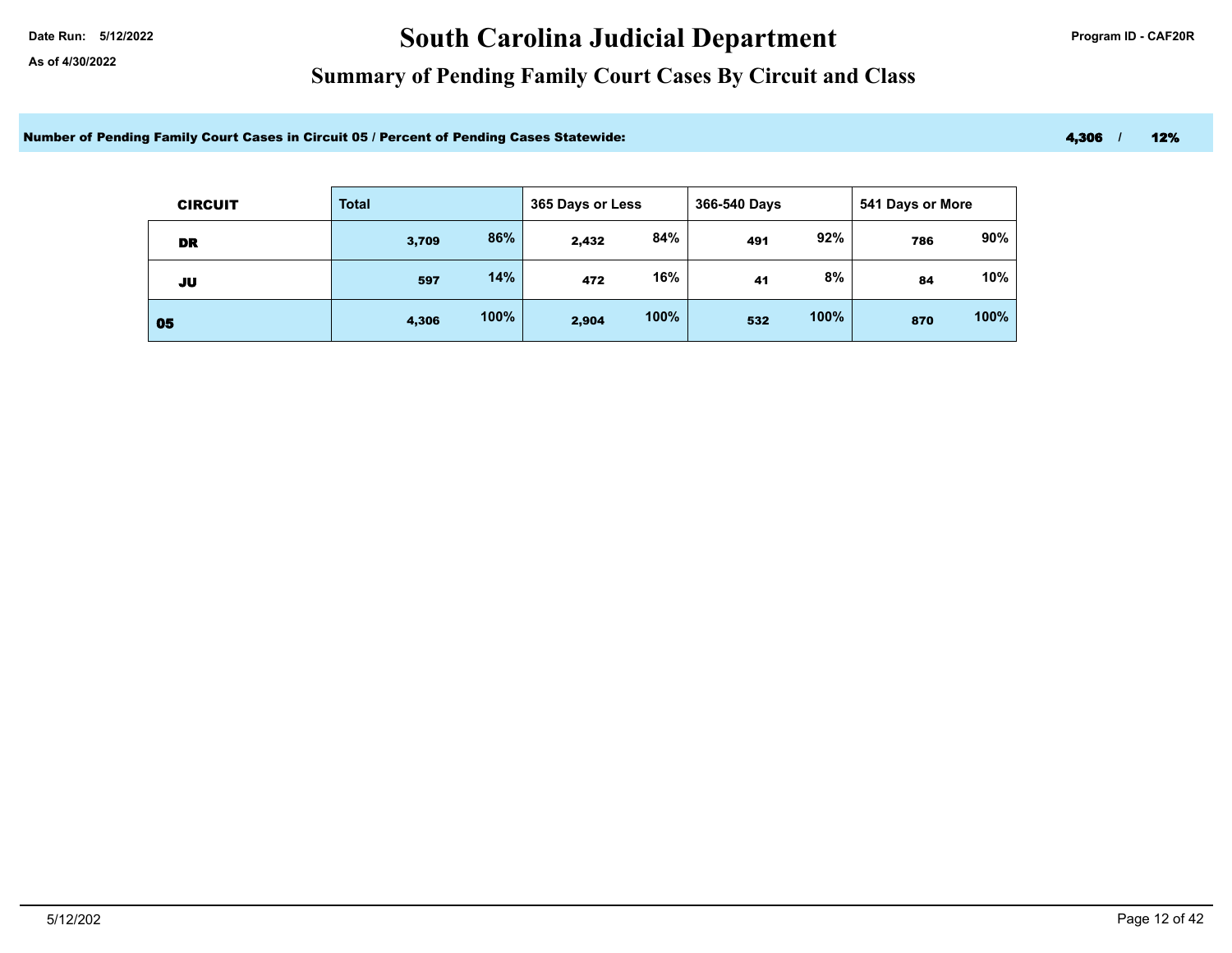Date Run: 5/12/2022

As of 4/30/2022

# South Carolina Judicial Department

Program ID - CAF20R

## Summary of Pending Family Court Cases By Circuit and Class

**Number of Pending Family Court Cases in Circuit 05 / Percent of Pending Cases Statewide: 4,306 / 12%**

| CIRCUIT | Total | | 365 Days or Less | | 366-540 Days | | 541 Days or More | |
|---|---|---|---|---|---|---|---|---|
| DR | 3,709 | 86% | 2,432 | 84% | 491 | 92% | 786 | 90% |
| JU | 597 | 14% | 472 | 16% | 41 | 8% | 84 | 10% |
| 05 | 4,306 | 100% | 2,904 | 100% | 532 | 100% | 870 | 100% |

5/12/202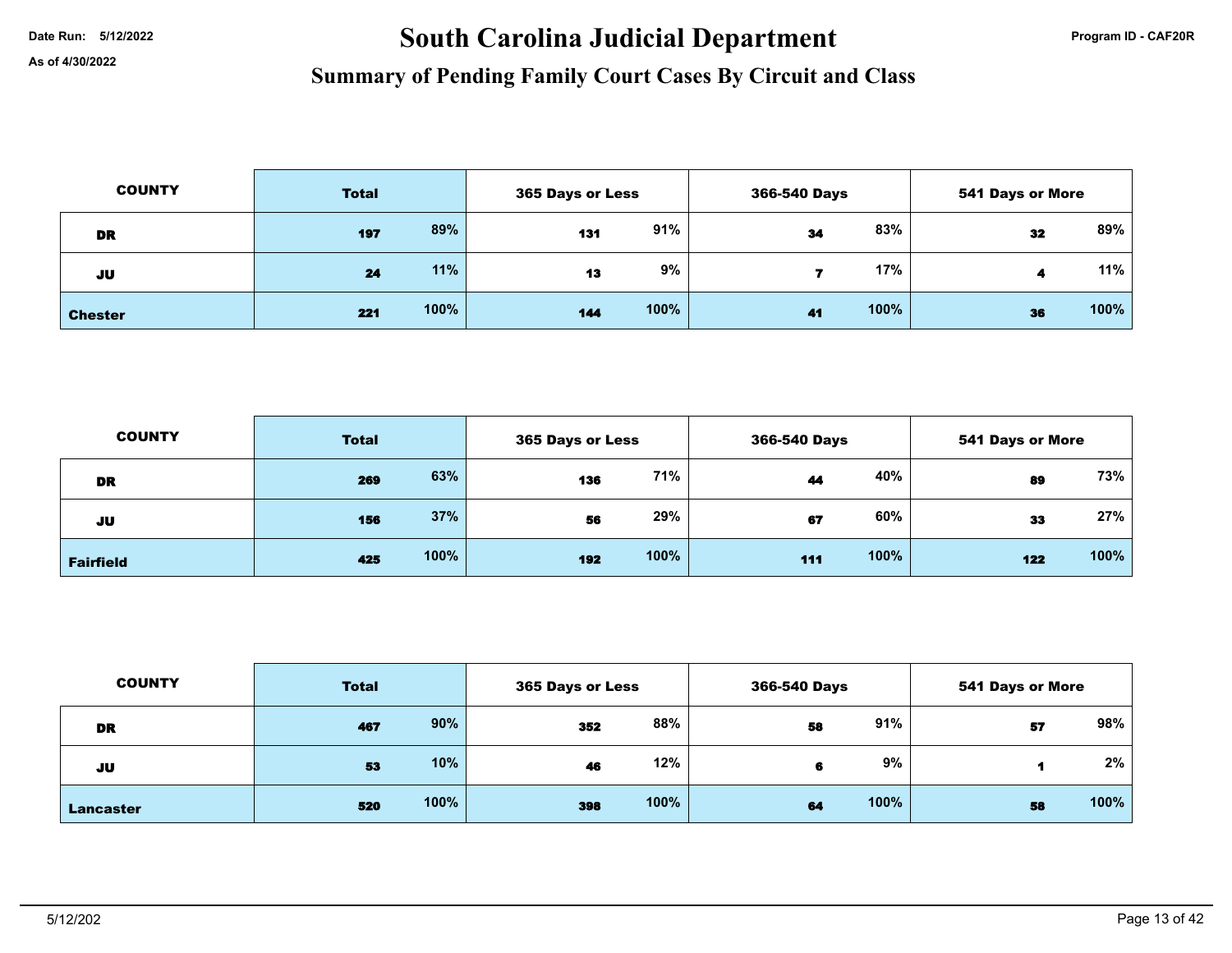# South Carolina Judicial Department

## Summary of Pending Family Court Cases By Circuit and Class

Date Run: 5/12/2022

As of 4/30/2022

Program ID - CAF20R

| COUNTY | Total | | 365 Days or Less | | 366-540 Days | | 541 Days or More | |
|---|---|---|---|---|---|---|---|---|
| DR | 197 | 89% | 131 | 91% | 34 | 83% | 32 | 89% |
| JU | 24 | 11% | 13 | 9% | 7 | 17% | 4 | 11% |
| Chester | 221 | 100% | 144 | 100% | 41 | 100% | 36 | 100% |

| COUNTY | Total | | 365 Days or Less | | 366-540 Days | | 541 Days or More | |
|---|---|---|---|---|---|---|---|---|
| DR | 269 | 63% | 136 | 71% | 44 | 40% | 89 | 73% |
| JU | 156 | 37% | 56 | 29% | 67 | 60% | 33 | 27% |
| Fairfield | 425 | 100% | 192 | 100% | 111 | 100% | 122 | 100% |

| COUNTY | Total | | 365 Days or Less | | 366-540 Days | | 541 Days or More | |
|---|---|---|---|---|---|---|---|---|
| DR | 467 | 90% | 352 | 88% | 58 | 91% | 57 | 98% |
| JU | 53 | 10% | 46 | 12% | 6 | 9% | 1 | 2% |
| Lancaster | 520 | 100% | 398 | 100% | 64 | 100% | 58 | 100% |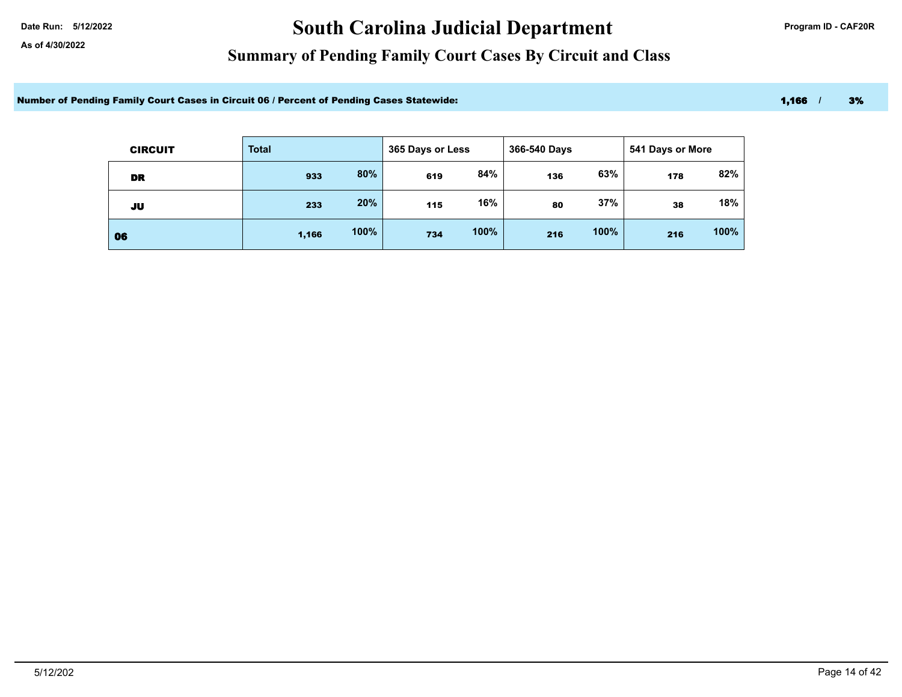Date Run: 5/12/2022

As of 4/30/2022

# South Carolina Judicial Department

Program ID - CAF20R

## Summary of Pending Family Court Cases By Circuit and Class

**Number of Pending Family Court Cases in Circuit 06 / Percent of Pending Cases Statewide:** **1,166 / 3%**

| CIRCUIT | Total | | 365 Days or Less | | 366-540 Days | | 541 Days or More | |
|---|---|---|---|---|---|---|---|---|
| DR | 933 | 80% | 619 | 84% | 136 | 63% | 178 | 82% |
| JU | 233 | 20% | 115 | 16% | 80 | 37% | 38 | 18% |
| 06 | 1,166 | 100% | 734 | 100% | 216 | 100% | 216 | 100% |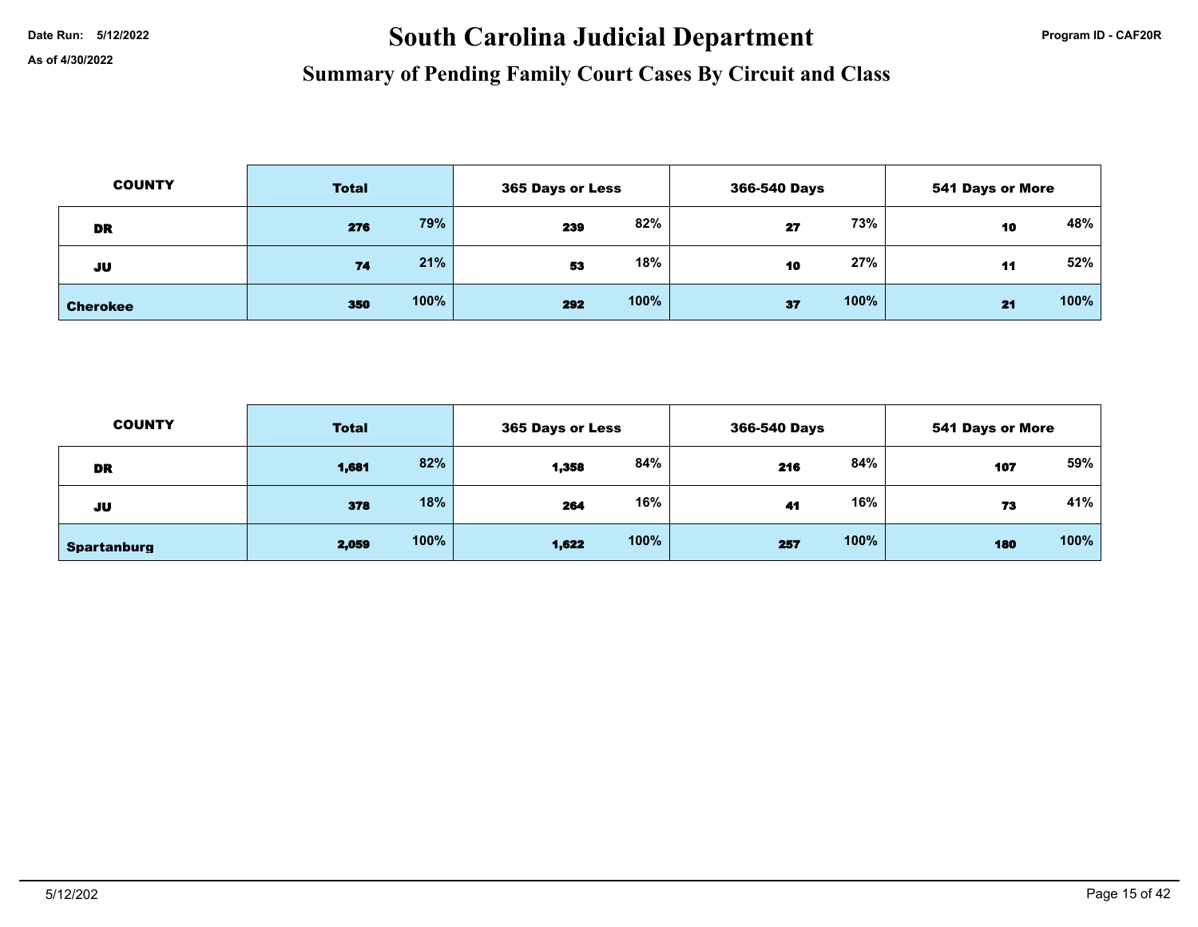# South Carolina Judicial Department

Date Run: 5/12/2022

As of 4/30/2022

Program ID - CAF20R

## Summary of Pending Family Court Cases By Circuit and Class

| COUNTY | Total | | 365 Days or Less | | 366-540 Days | | 541 Days or More | |
|---|---|---|---|---|---|---|---|---|
| DR | 276 | 79% | 239 | 82% | 27 | 73% | 10 | 48% |
| JU | 74 | 21% | 53 | 18% | 10 | 27% | 11 | 52% |
| Cherokee | 350 | 100% | 292 | 100% | 37 | 100% | 21 | 100% |

| COUNTY | Total | | 365 Days or Less | | 366-540 Days | | 541 Days or More | |
|---|---|---|---|---|---|---|---|---|
| DR | 1,681 | 82% | 1,358 | 84% | 216 | 84% | 107 | 59% |
| JU | 378 | 18% | 264 | 16% | 41 | 16% | 73 | 41% |
| Spartanburg | 2,059 | 100% | 1,622 | 100% | 257 | 100% | 180 | 100% |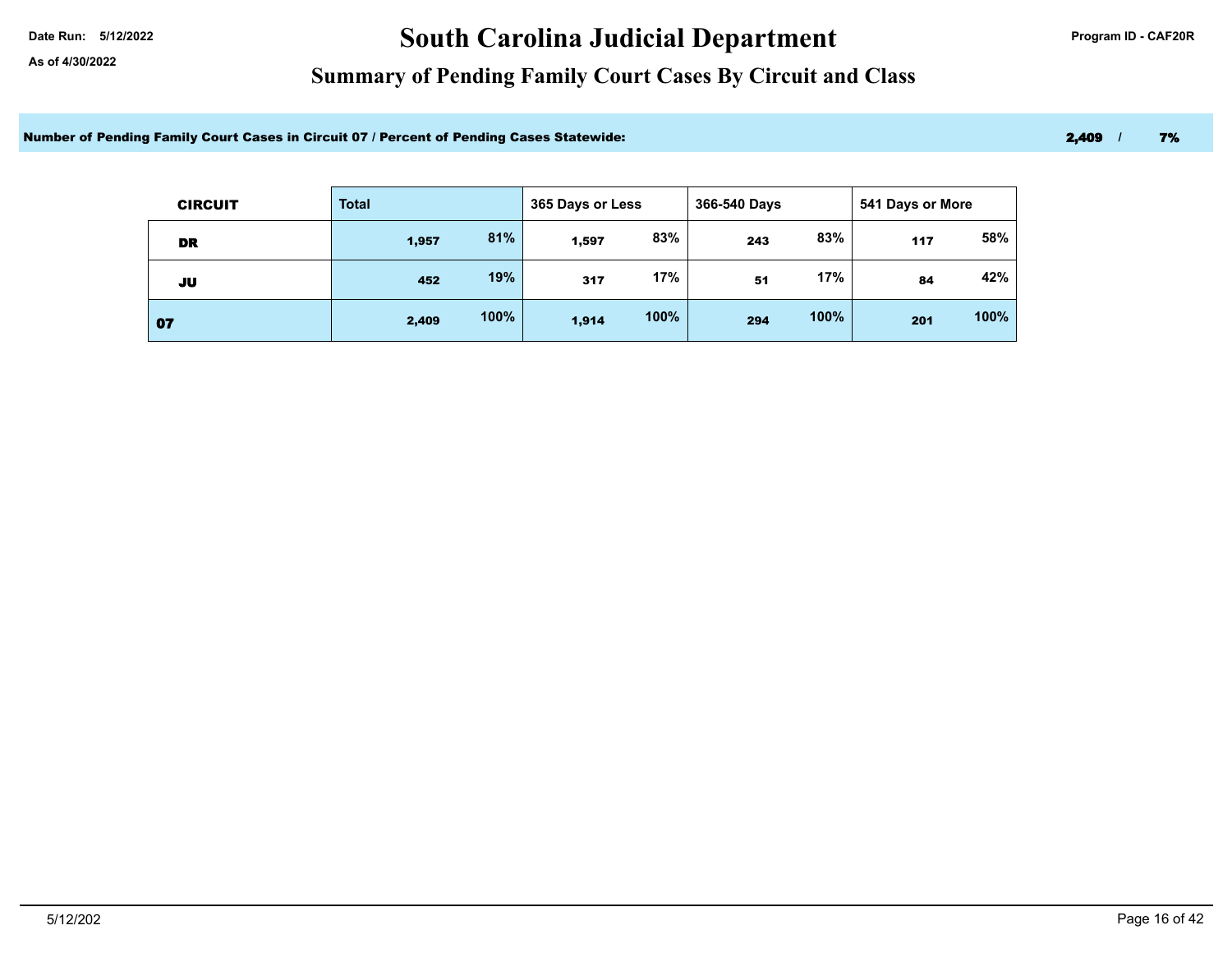Date Run: 5/12/2022

As of 4/30/2022

# South Carolina Judicial Department

## Summary of Pending Family Court Cases By Circuit and Class

Program ID - CAF20R

**Number of Pending Family Court Cases in Circuit 07 / Percent of Pending Cases Statewide:** **2,409 / 7%**

| CIRCUIT | Total | | 365 Days or Less | | 366-540 Days | | 541 Days or More | |
|---|---|---|---|---|---|---|---|---|
| DR | 1,957 | 81% | 1,597 | 83% | 243 | 83% | 117 | 58% |
| JU | 452 | 19% | 317 | 17% | 51 | 17% | 84 | 42% |
| 07 | 2,409 | 100% | 1,914 | 100% | 294 | 100% | 201 | 100% |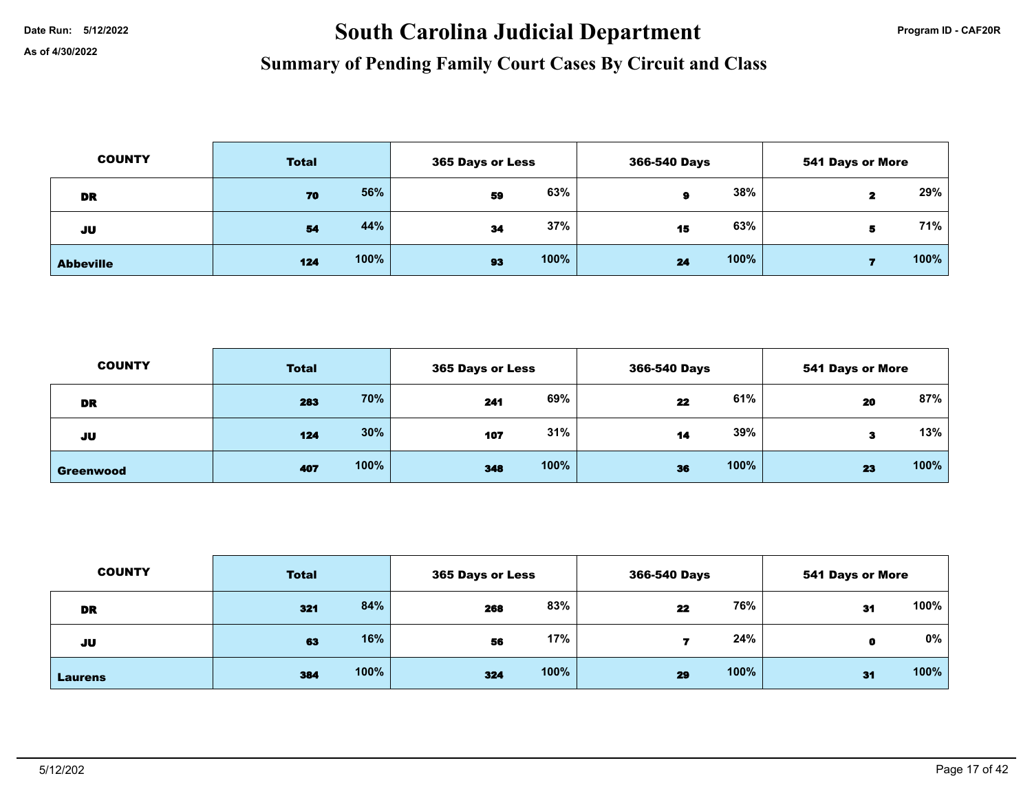# South Carolina Judicial Department

Date Run: 5/12/2022

As of 4/30/2022

Program ID - CAF20R

## Summary of Pending Family Court Cases By Circuit and Class

| COUNTY | Total | | 365 Days or Less | | 366-540 Days | | 541 Days or More | |
|---|---|---|---|---|---|---|---|---|
| DR | 70 | 56% | 59 | 63% | 9 | 38% | 2 | 29% |
| JU | 54 | 44% | 34 | 37% | 15 | 63% | 5 | 71% |
| Abbeville | 124 | 100% | 93 | 100% | 24 | 100% | 7 | 100% |

| COUNTY | Total | | 365 Days or Less | | 366-540 Days | | 541 Days or More | |
|---|---|---|---|---|---|---|---|---|
| DR | 283 | 70% | 241 | 69% | 22 | 61% | 20 | 87% |
| JU | 124 | 30% | 107 | 31% | 14 | 39% | 3 | 13% |
| Greenwood | 407 | 100% | 348 | 100% | 36 | 100% | 23 | 100% |

| COUNTY | Total | | 365 Days or Less | | 366-540 Days | | 541 Days or More | |
|---|---|---|---|---|---|---|---|---|
| DR | 321 | 84% | 268 | 83% | 22 | 76% | 31 | 100% |
| JU | 63 | 16% | 56 | 17% | 7 | 24% | 0 | 0% |
| Laurens | 384 | 100% | 324 | 100% | 29 | 100% | 31 | 100% |

5/12/202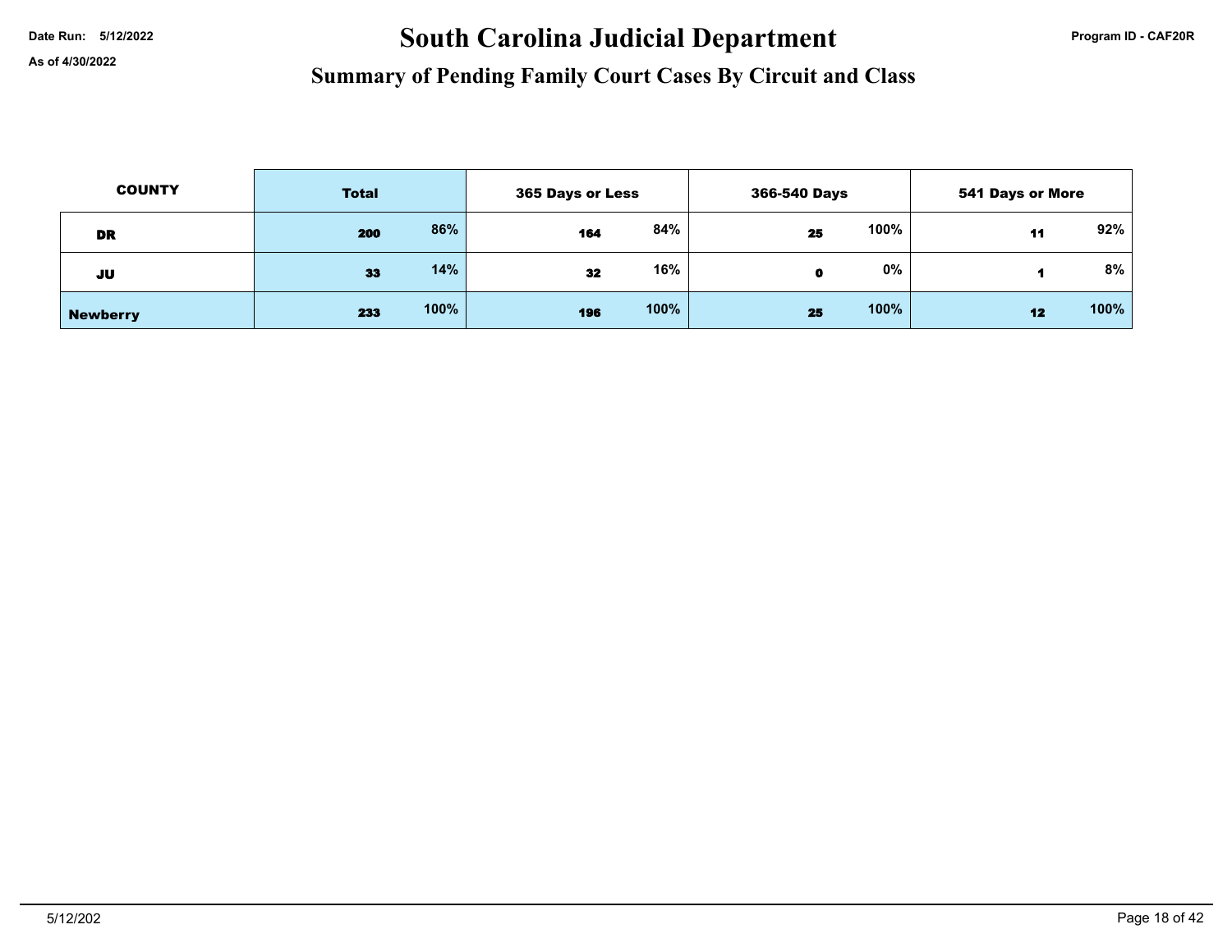Date Run: 5/12/2022

As of 4/30/2022

# South Carolina Judicial Department

## Summary of Pending Family Court Cases By Circuit and Class

Program ID - CAF20R

| COUNTY | Total | | 365 Days or Less | | 366-540 Days | | 541 Days or More | |
|---|---|---|---|---|---|---|---|---|
| DR | 200 | 86% | 164 | 84% | 25 | 100% | 11 | 92% |
| JU | 33 | 14% | 32 | 16% | 0 | 0% | 1 | 8% |
| Newberry | 233 | 100% | 196 | 100% | 25 | 100% | 12 | 100% |

5/12/202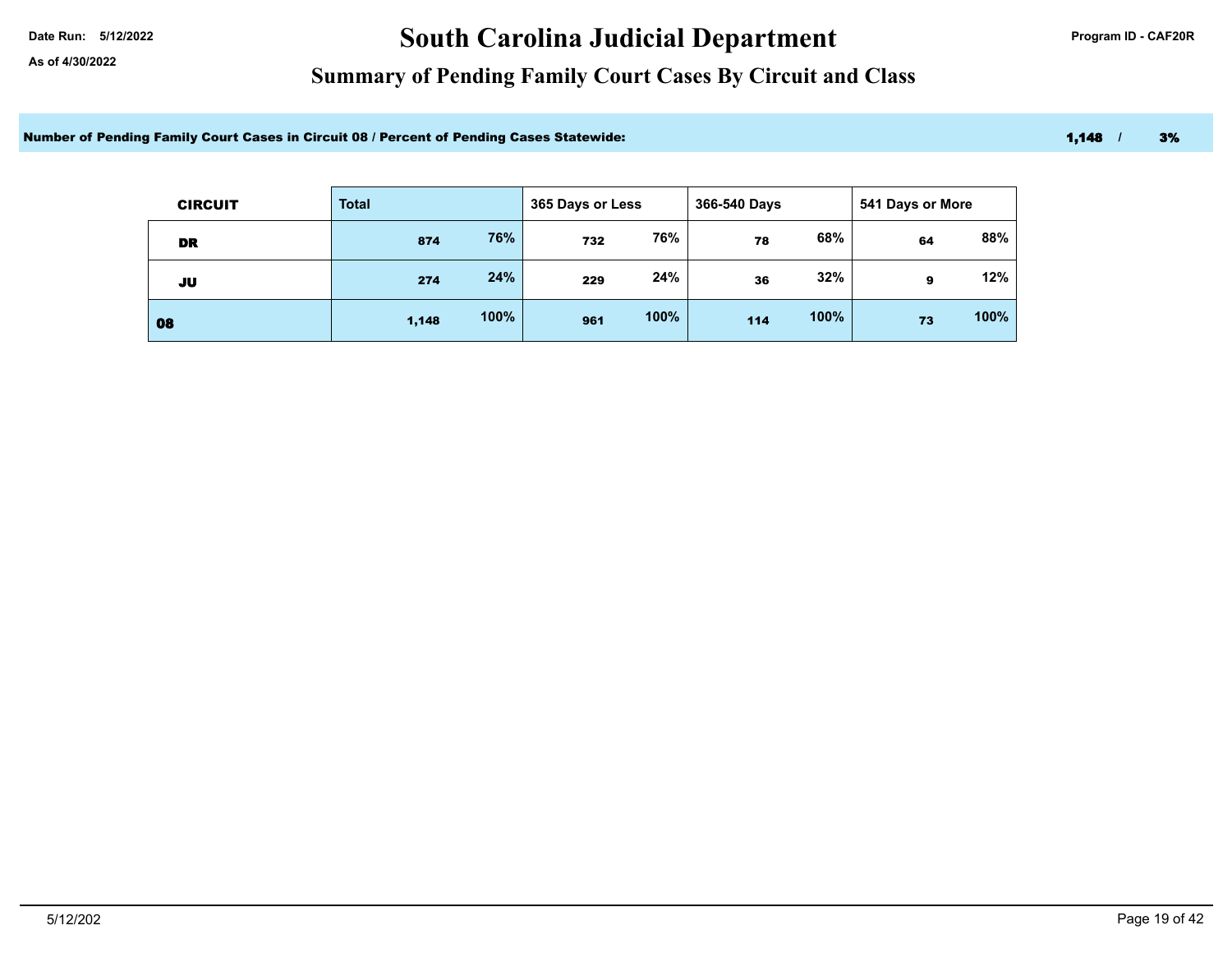Date Run: 5/12/2022

As of 4/30/2022

# South Carolina Judicial Department

Program ID - CAF20R

## Summary of Pending Family Court Cases By Circuit and Class

**Number of Pending Family Court Cases in Circuit 08 / Percent of Pending Cases Statewide:** **1,148 / 3%**

| CIRCUIT | Total | | 365 Days or Less | | 366-540 Days | | 541 Days or More | |
|---|---|---|---|---|---|---|---|---|
| DR | 874 | 76% | 732 | 76% | 78 | 68% | 64 | 88% |
| JU | 274 | 24% | 229 | 24% | 36 | 32% | 9 | 12% |
| 08 | 1,148 | 100% | 961 | 100% | 114 | 100% | 73 | 100% |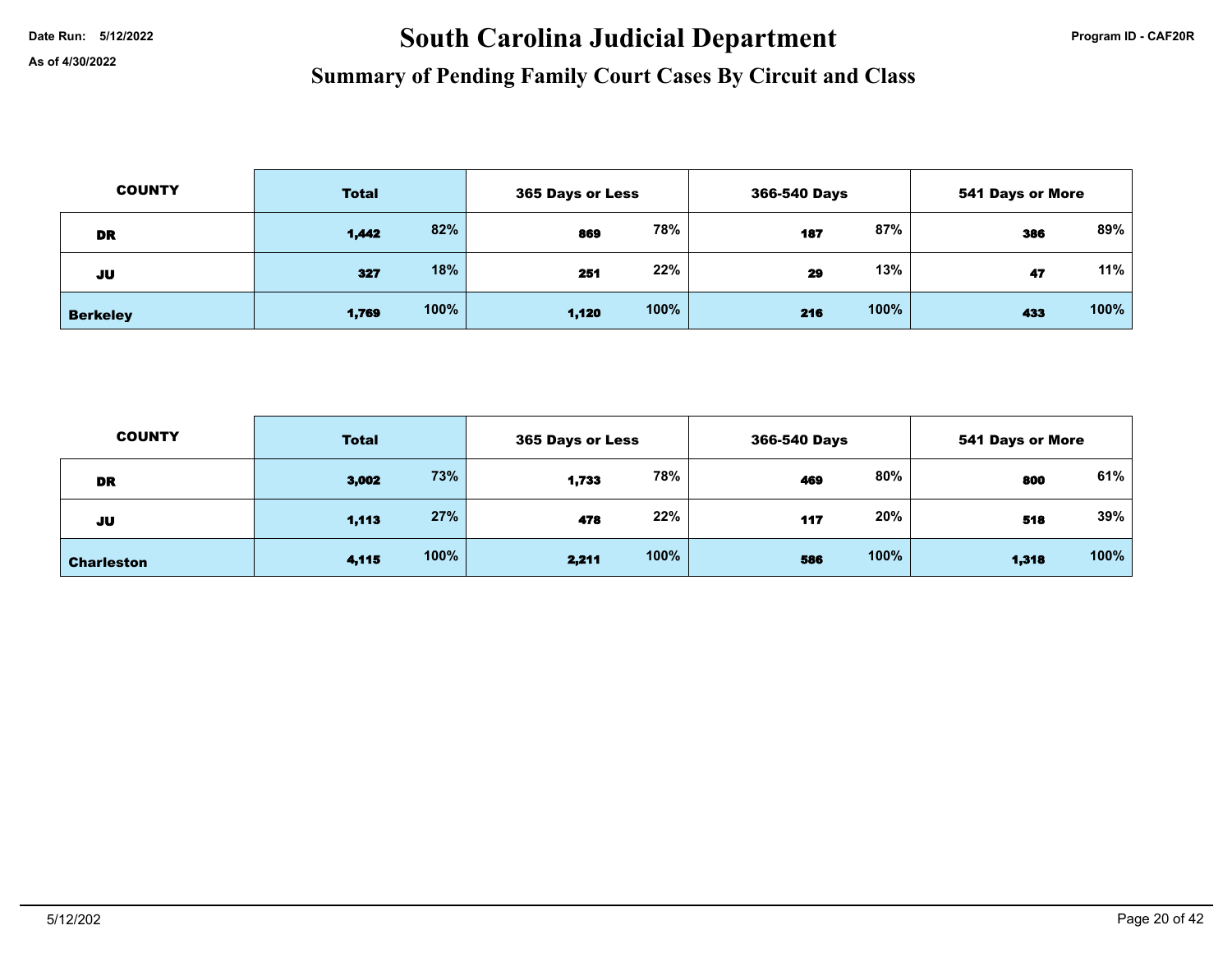Date Run: 5/12/2022

As of 4/30/2022

# South Carolina Judicial Department

## Summary of Pending Family Court Cases By Circuit and Class

Program ID - CAF20R

| COUNTY | Total | | 365 Days or Less | | 366-540 Days | | 541 Days or More | |
|---|---|---|---|---|---|---|---|---|
| DR | 1,442 | 82% | 869 | 78% | 187 | 87% | 386 | 89% |
| JU | 327 | 18% | 251 | 22% | 29 | 13% | 47 | 11% |
| Berkeley | 1,769 | 100% | 1,120 | 100% | 216 | 100% | 433 | 100% |

| COUNTY | Total | | 365 Days or Less | | 366-540 Days | | 541 Days or More | |
|---|---|---|---|---|---|---|---|---|
| DR | 3,002 | 73% | 1,733 | 78% | 469 | 80% | 800 | 61% |
| JU | 1,113 | 27% | 478 | 22% | 117 | 20% | 518 | 39% |
| Charleston | 4,115 | 100% | 2,211 | 100% | 586 | 100% | 1,318 | 100% |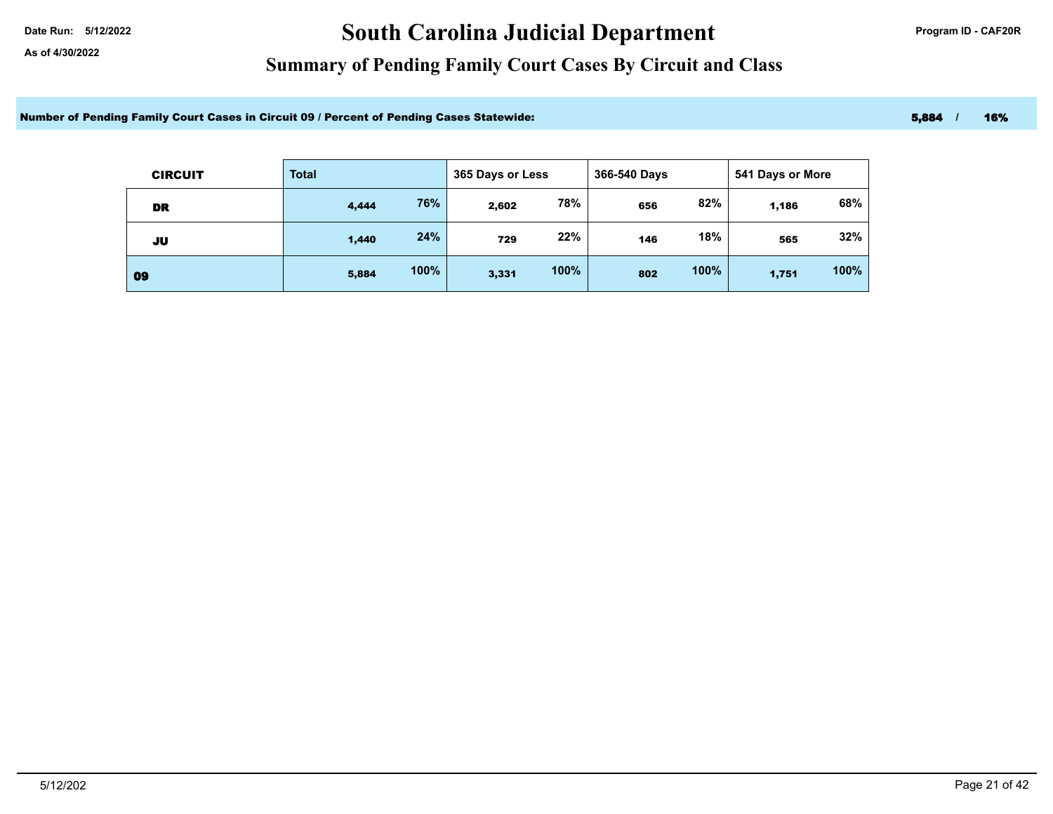Date Run: 5/12/2022

As of 4/30/2022

# South Carolina Judicial Department

Program ID - CAF20R

## Summary of Pending Family Court Cases By Circuit and Class

**Number of Pending Family Court Cases in Circuit 09 / Percent of Pending Cases Statewide: 5,884 / 16%**

| CIRCUIT | Total | | 365 Days or Less | | 366-540 Days | | 541 Days or More | |
|---|---|---|---|---|---|---|---|---|
| DR | 4,444 | 76% | 2,602 | 78% | 656 | 82% | 1,186 | 68% |
| JU | 1,440 | 24% | 729 | 22% | 146 | 18% | 565 | 32% |
| 09 | 5,884 | 100% | 3,331 | 100% | 802 | 100% | 1,751 | 100% |

5/12/202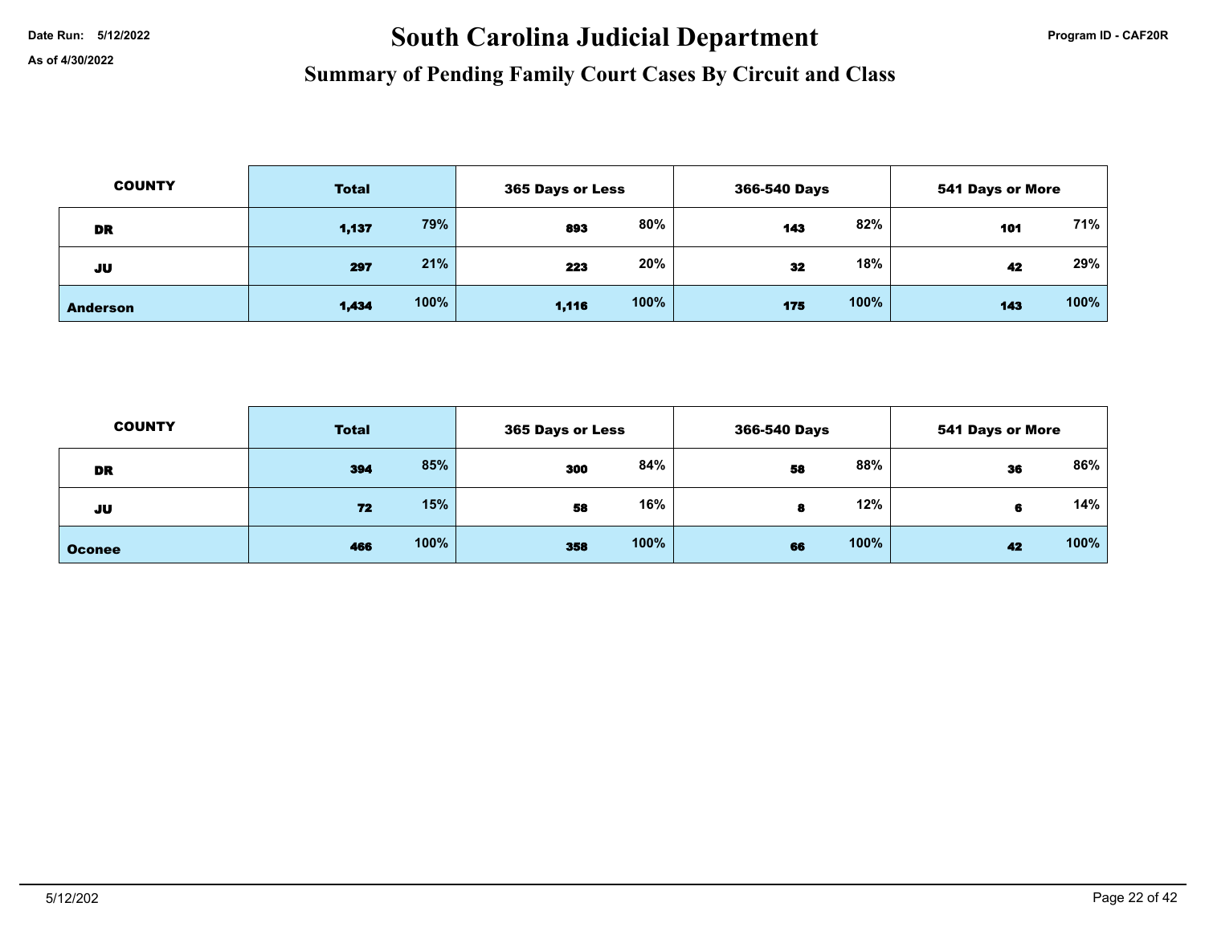# South Carolina Judicial Department

Date Run: 5/12/2022

As of 4/30/2022

Program ID - CAF20R

## Summary of Pending Family Court Cases By Circuit and Class

| COUNTY | Total | | 365 Days or Less | | 366-540 Days | | 541 Days or More | |
|---|---|---|---|---|---|---|---|---|
| DR | 1,137 | 79% | 893 | 80% | 143 | 82% | 101 | 71% |
| JU | 297 | 21% | 223 | 20% | 32 | 18% | 42 | 29% |
| Anderson | 1,434 | 100% | 1,116 | 100% | 175 | 100% | 143 | 100% |

| COUNTY | Total | | 365 Days or Less | | 366-540 Days | | 541 Days or More | |
|---|---|---|---|---|---|---|---|---|
| DR | 394 | 85% | 300 | 84% | 58 | 88% | 36 | 86% |
| JU | 72 | 15% | 58 | 16% | 8 | 12% | 6 | 14% |
| Oconee | 466 | 100% | 358 | 100% | 66 | 100% | 42 | 100% |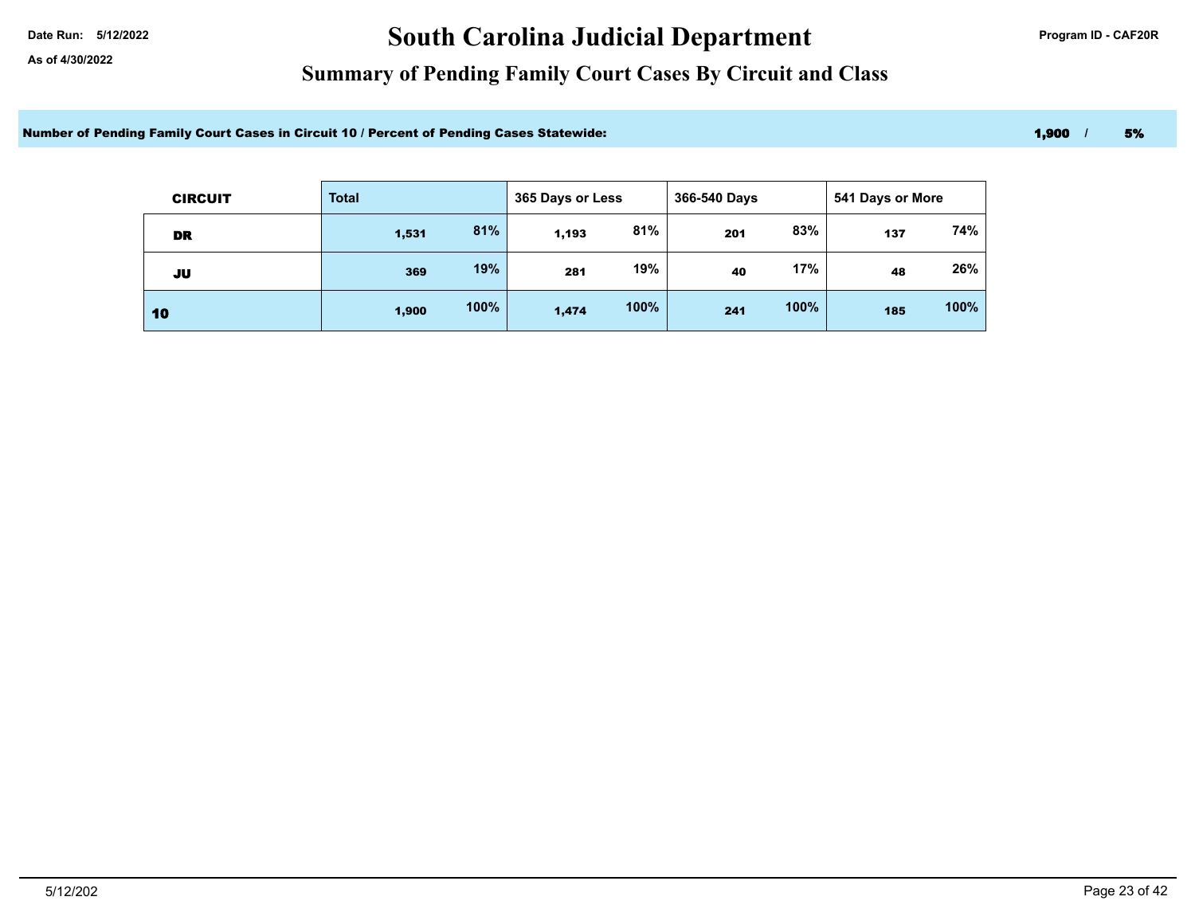# South Carolina Judicial Department

Date Run: 5/12/2022

As of 4/30/2022

Program ID - CAF20R

## Summary of Pending Family Court Cases By Circuit and Class

**Number of Pending Family Court Cases in Circuit 10 / Percent of Pending Cases Statewide:** **1,900 / 5%**

| CIRCUIT | Total | | 365 Days or Less | | 366-540 Days | | 541 Days or More | |
|---|---|---|---|---|---|---|---|---|
| DR | 1,531 | 81% | 1,193 | 81% | 201 | 83% | 137 | 74% |
| JU | 369 | 19% | 281 | 19% | 40 | 17% | 48 | 26% |
| 10 | 1,900 | 100% | 1,474 | 100% | 241 | 100% | 185 | 100% |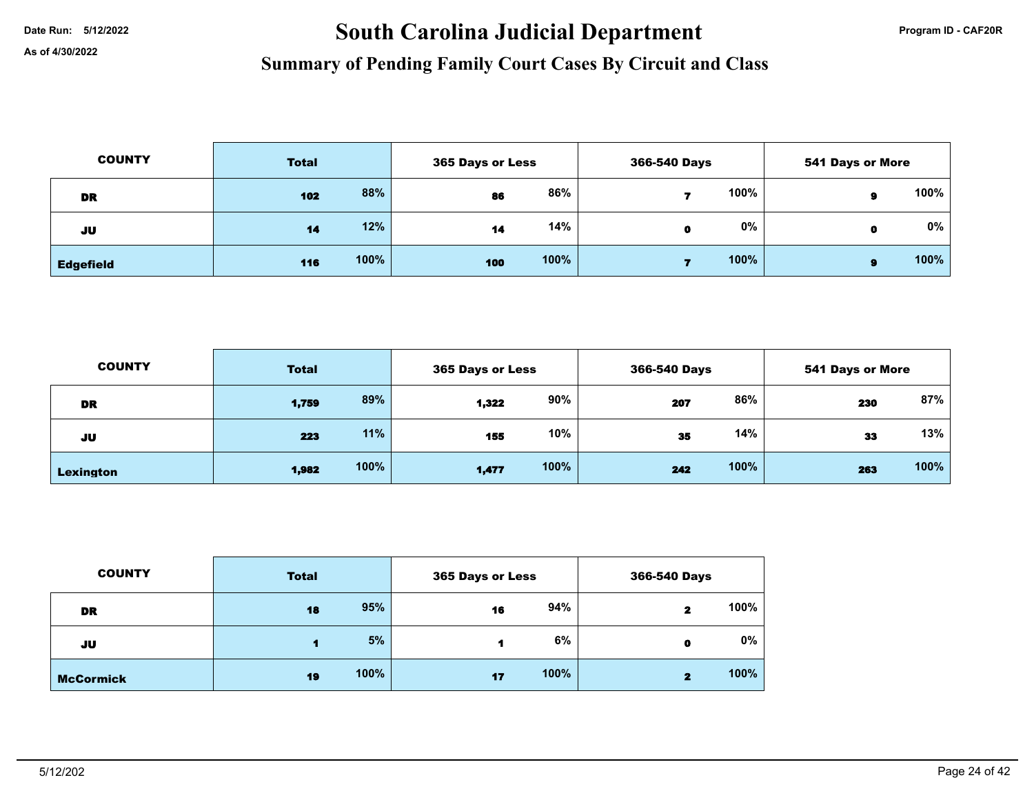# South Carolina Judicial Department

## Summary of Pending Family Court Cases By Circuit and Class

Date Run: 5/12/2022

As of 4/30/2022

Program ID - CAF20R

| COUNTY | Total | | 365 Days or Less | | 366-540 Days | | 541 Days or More | |
|---|---|---|---|---|---|---|---|---|
| DR | 102 | 88% | 86 | 86% | 7 | 100% | 9 | 100% |
| JU | 14 | 12% | 14 | 14% | 0 | 0% | 0 | 0% |
| Edgefield | 116 | 100% | 100 | 100% | 7 | 100% | 9 | 100% |

| COUNTY | Total | | 365 Days or Less | | 366-540 Days | | 541 Days or More | |
|---|---|---|---|---|---|---|---|---|
| DR | 1,759 | 89% | 1,322 | 90% | 207 | 86% | 230 | 87% |
| JU | 223 | 11% | 155 | 10% | 35 | 14% | 33 | 13% |
| Lexington | 1,982 | 100% | 1,477 | 100% | 242 | 100% | 263 | 100% |

| COUNTY | Total | | 365 Days or Less | | 366-540 Days | |
|---|---|---|---|---|---|---|
| DR | 18 | 95% | 16 | 94% | 2 | 100% |
| JU | 1 | 5% | 1 | 6% | 0 | 0% |
| McCormick | 19 | 100% | 17 | 100% | 2 | 100% |

5/12/202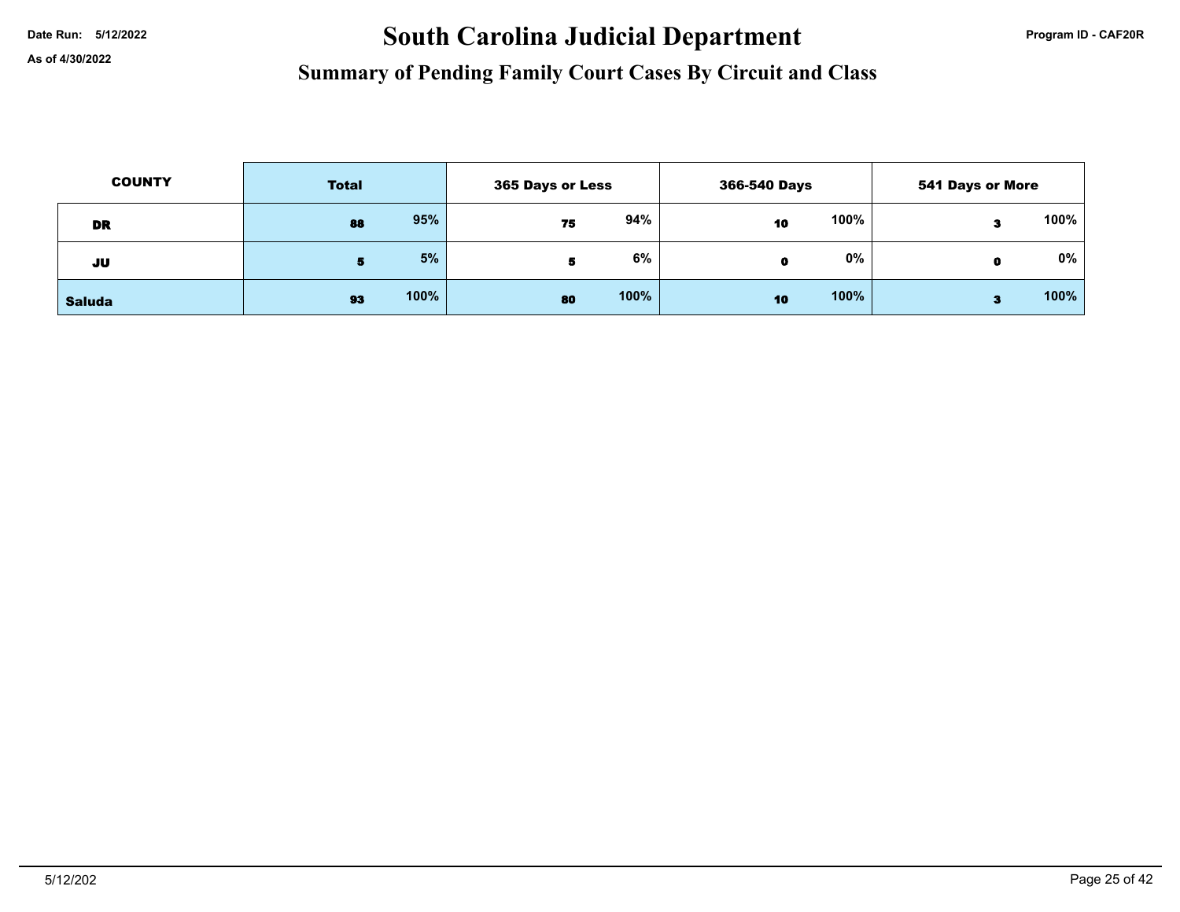Date Run: 5/12/2022
As of 4/30/2022

# South Carolina Judicial Department

## Summary of Pending Family Court Cases By Circuit and Class

Program ID - CAF20R

| COUNTY | Total | | 365 Days or Less | | 366-540 Days | | 541 Days or More | |
|---|---|---|---|---|---|---|---|---|
| DR | 88 | 95% | 75 | 94% | 10 | 100% | 3 | 100% |
| JU | 5 | 5% | 5 | 6% | 0 | 0% | 0 | 0% |
| Saluda | 93 | 100% | 80 | 100% | 10 | 100% | 3 | 100% |

5/12/202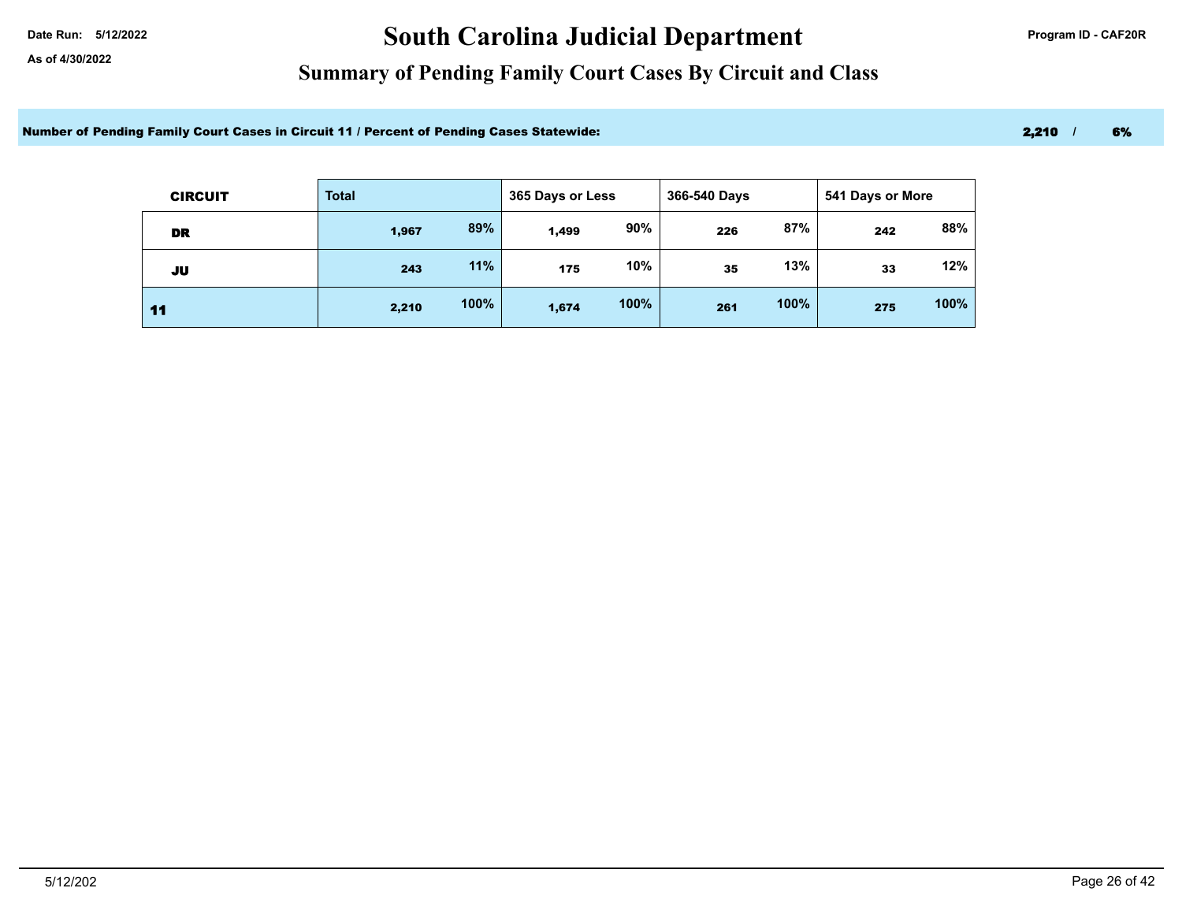Date Run: 5/12/2022

As of 4/30/2022

# South Carolina Judicial Department

Program ID - CAF20R

## Summary of Pending Family Court Cases By Circuit and Class

**Number of Pending Family Court Cases in Circuit 11 / Percent of Pending Cases Statewide:** **2,210 / 6%**

| CIRCUIT | Total | | 365 Days or Less | | 366-540 Days | | 541 Days or More | |
|---|---|---|---|---|---|---|---|---|
| DR | 1,967 | 89% | 1,499 | 90% | 226 | 87% | 242 | 88% |
| JU | 243 | 11% | 175 | 10% | 35 | 13% | 33 | 12% |
| 11 | 2,210 | 100% | 1,674 | 100% | 261 | 100% | 275 | 100% |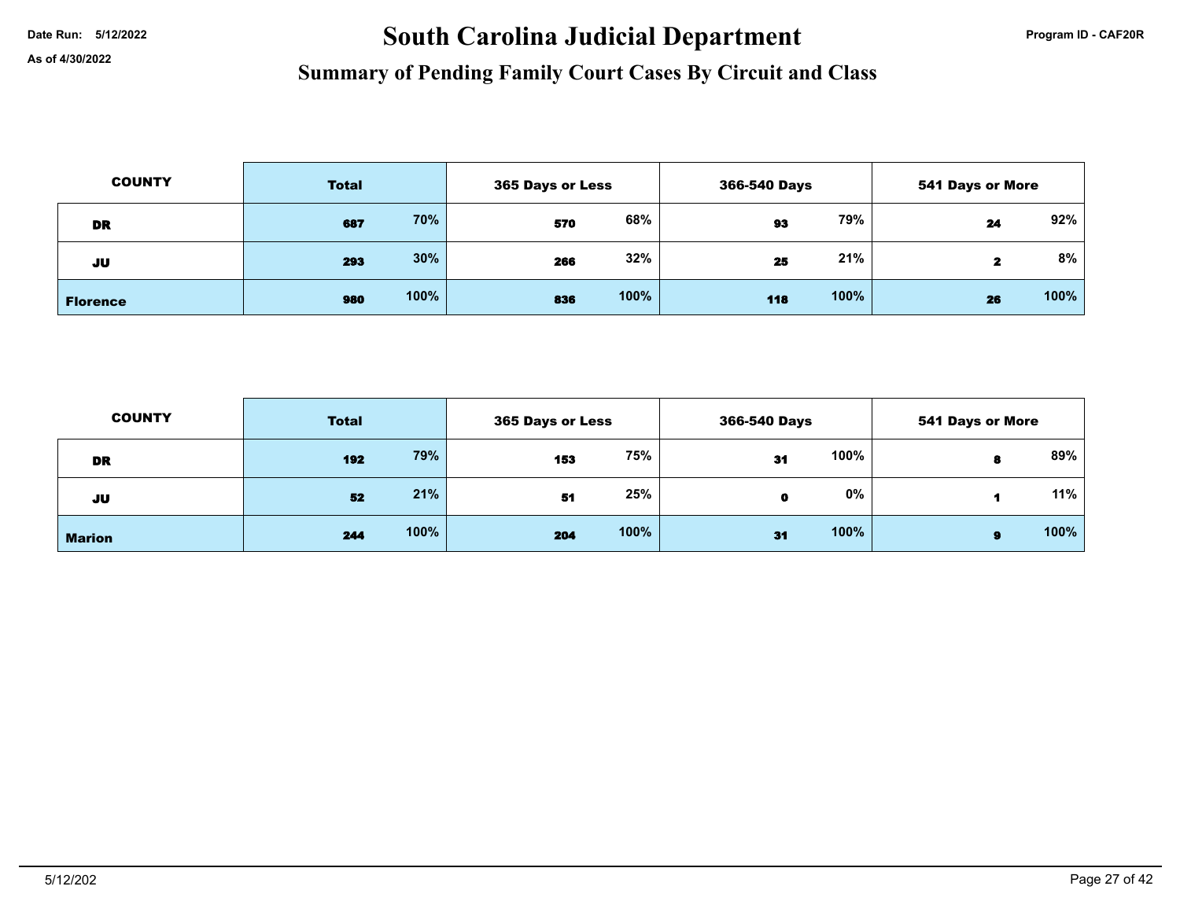# South Carolina Judicial Department

## Summary of Pending Family Court Cases By Circuit and Class

Date Run: 5/12/2022

As of 4/30/2022

Program ID - CAF20R

| COUNTY | Total | | 365 Days or Less | | 366-540 Days | | 541 Days or More | |
|---|---|---|---|---|---|---|---|---|
| DR | 687 | 70% | 570 | 68% | 93 | 79% | 24 | 92% |
| JU | 293 | 30% | 266 | 32% | 25 | 21% | 2 | 8% |
| **Florence** | 980 | 100% | 836 | 100% | 118 | 100% | 26 | 100% |

| COUNTY | Total | | 365 Days or Less | | 366-540 Days | | 541 Days or More | |
|---|---|---|---|---|---|---|---|---|
| DR | 192 | 79% | 153 | 75% | 31 | 100% | 8 | 89% |
| JU | 52 | 21% | 51 | 25% | 0 | 0% | 1 | 11% |
| **Marion** | 244 | 100% | 204 | 100% | 31 | 100% | 9 | 100% |

5/12/202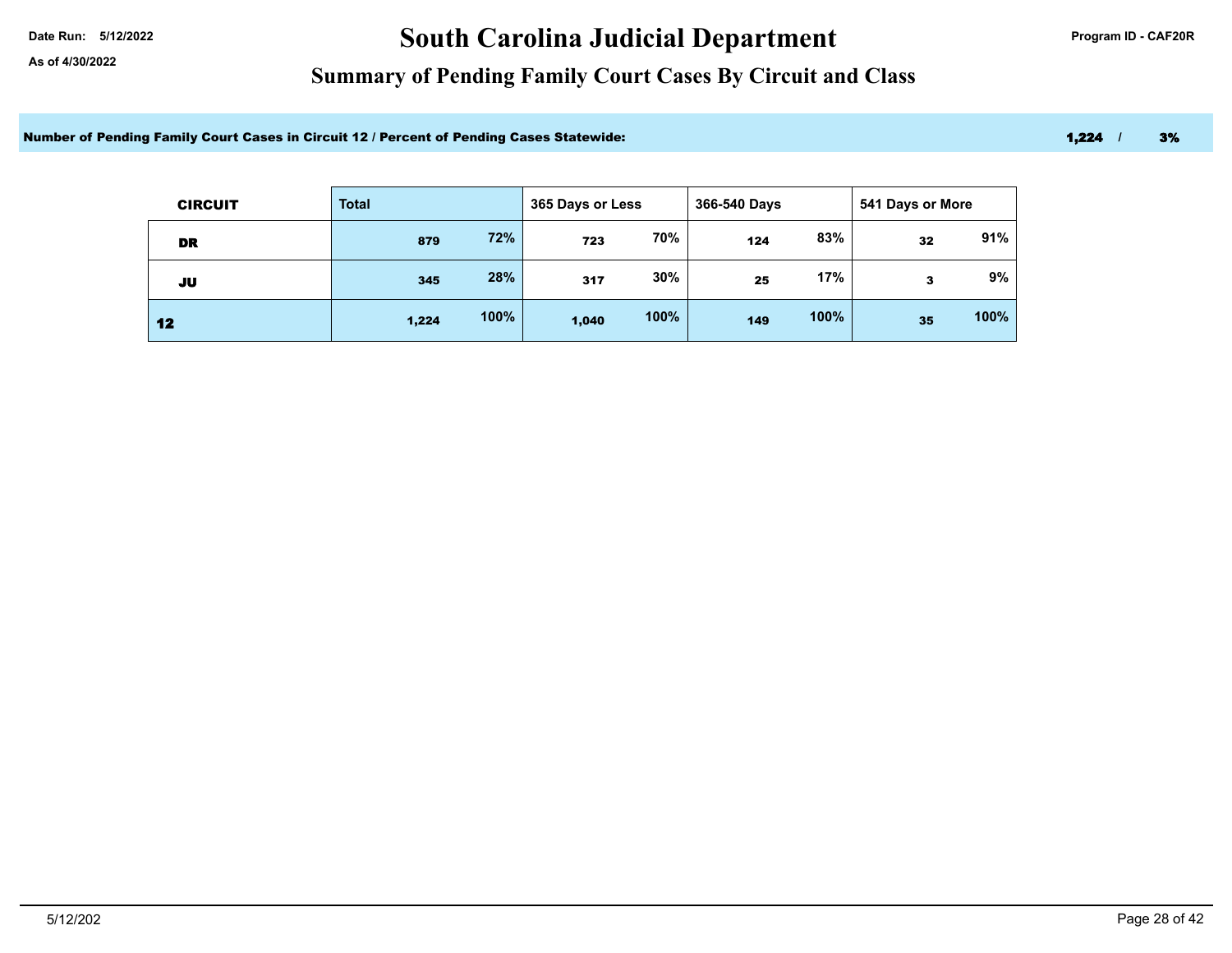Date Run: 5/12/2022

As of 4/30/2022

# South Carolina Judicial Department

## Summary of Pending Family Court Cases By Circuit and Class

Program ID - CAF20R

**Number of Pending Family Court Cases in Circuit 12 / Percent of Pending Cases Statewide:** **1,224 / 3%**

| CIRCUIT | Total | | 365 Days or Less | | 366-540 Days | | 541 Days or More | |
|---|---|---|---|---|---|---|---|---|
| DR | 879 | 72% | 723 | 70% | 124 | 83% | 32 | 91% |
| JU | 345 | 28% | 317 | 30% | 25 | 17% | 3 | 9% |
| 12 | 1,224 | 100% | 1,040 | 100% | 149 | 100% | 35 | 100% |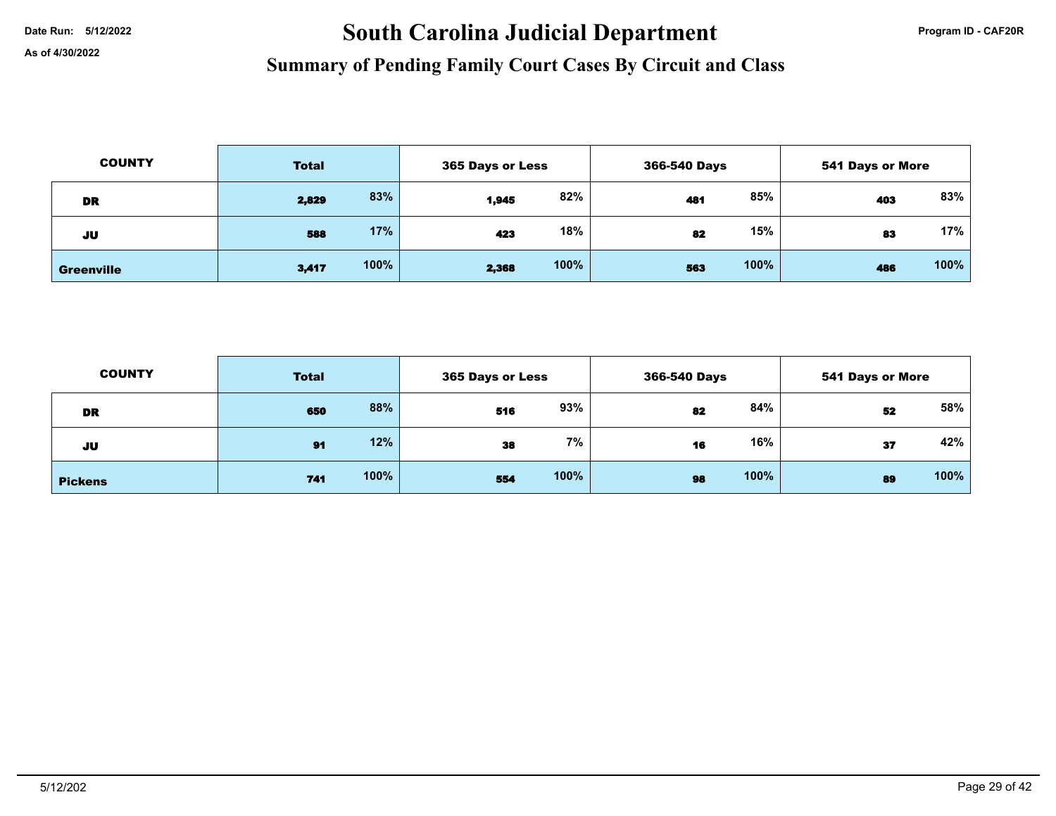Date Run: 5/12/2022

As of 4/30/2022

# South Carolina Judicial Department

## Summary of Pending Family Court Cases By Circuit and Class

| COUNTY | Total | | 365 Days or Less | | 366-540 Days | | 541 Days or More | |
|---|---|---|---|---|---|---|---|---|
| DR | 2,829 | 83% | 1,945 | 82% | 481 | 85% | 403 | 83% |
| JU | 588 | 17% | 423 | 18% | 82 | 15% | 83 | 17% |
| Greenville | 3,417 | 100% | 2,368 | 100% | 563 | 100% | 486 | 100% |

| COUNTY | Total | | 365 Days or Less | | 366-540 Days | | 541 Days or More | |
|---|---|---|---|---|---|---|---|---|
| DR | 650 | 88% | 516 | 93% | 82 | 84% | 52 | 58% |
| JU | 91 | 12% | 38 | 7% | 16 | 16% | 37 | 42% |
| Pickens | 741 | 100% | 554 | 100% | 98 | 100% | 89 | 100% |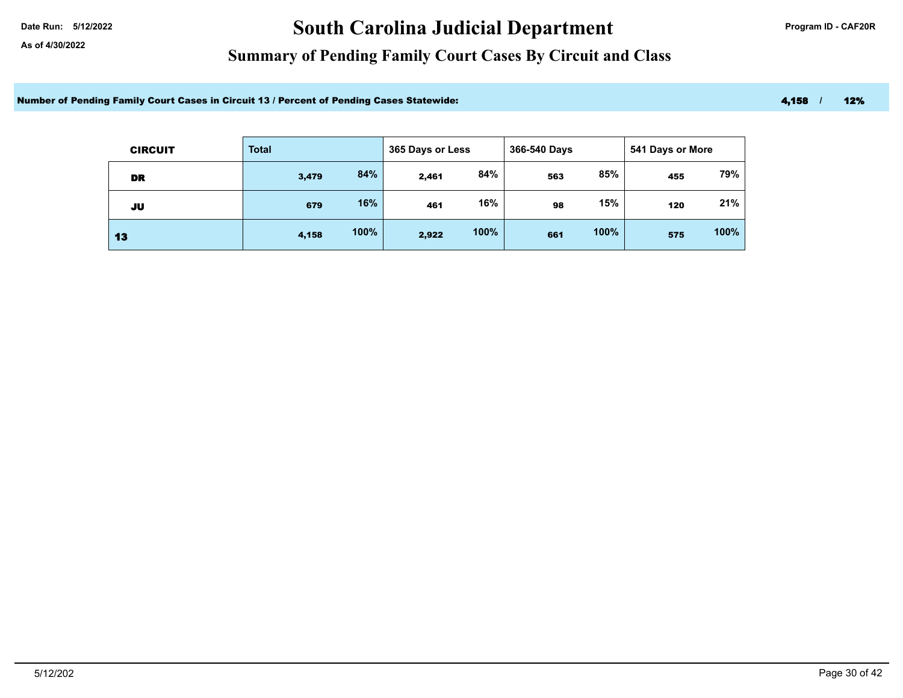Date Run: 5/12/2022

As of 4/30/2022

# South Carolina Judicial Department

Program ID - CAF20R

## Summary of Pending Family Court Cases By Circuit and Class

**Number of Pending Family Court Cases in Circuit 13 / Percent of Pending Cases Statewide:** **4,158 / 12%**

| CIRCUIT | Total | | 365 Days or Less | | 366-540 Days | | 541 Days or More | |
|---|---|---|---|---|---|---|---|---|
| DR | 3,479 | 84% | 2,461 | 84% | 563 | 85% | 455 | 79% |
| JU | 679 | 16% | 461 | 16% | 98 | 15% | 120 | 21% |
| 13 | 4,158 | 100% | 2,922 | 100% | 661 | 100% | 575 | 100% |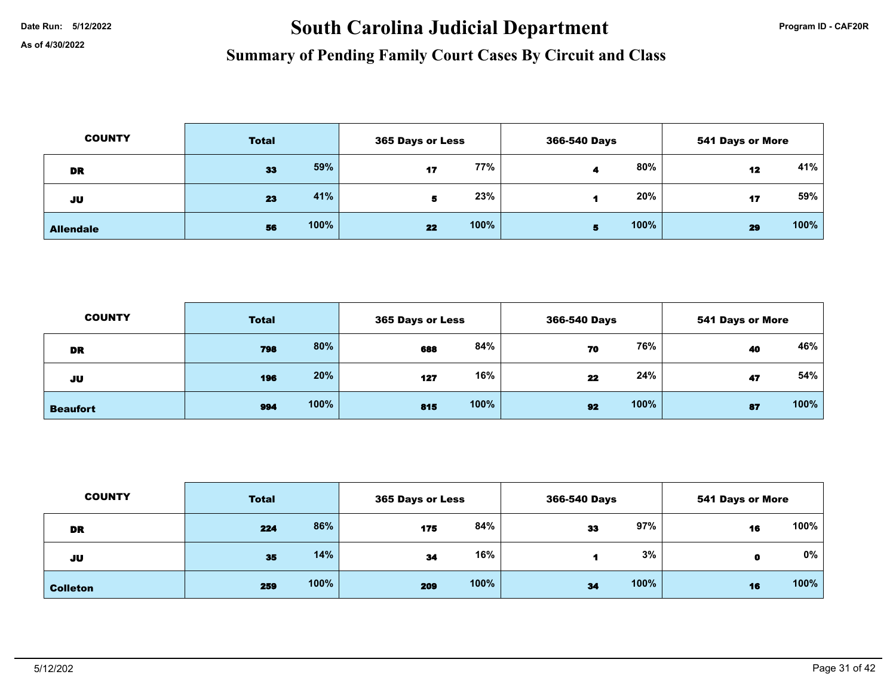Date Run: 5/12/2022

As of 4/30/2022

# South Carolina Judicial Department

Program ID - CAF20R

## Summary of Pending Family Court Cases By Circuit and Class

| COUNTY | Total | | 365 Days or Less | | 366-540 Days | | 541 Days or More | |
|---|---|---|---|---|---|---|---|---|
| DR | 33 | 59% | 17 | 77% | 4 | 80% | 12 | 41% |
| JU | 23 | 41% | 5 | 23% | 1 | 20% | 17 | 59% |
| **Allendale** | 56 | 100% | 22 | 100% | 5 | 100% | 29 | 100% |

| COUNTY | Total | | 365 Days or Less | | 366-540 Days | | 541 Days or More | |
|---|---|---|---|---|---|---|---|---|
| DR | 798 | 80% | 688 | 84% | 70 | 76% | 40 | 46% |
| JU | 196 | 20% | 127 | 16% | 22 | 24% | 47 | 54% |
| **Beaufort** | 994 | 100% | 815 | 100% | 92 | 100% | 87 | 100% |

| COUNTY | Total | | 365 Days or Less | | 366-540 Days | | 541 Days or More | |
|---|---|---|---|---|---|---|---|---|
| DR | 224 | 86% | 175 | 84% | 33 | 97% | 16 | 100% |
| JU | 35 | 14% | 34 | 16% | 1 | 3% | 0 | 0% |
| **Colleton** | 259 | 100% | 209 | 100% | 34 | 100% | 16 | 100% |

5/12/202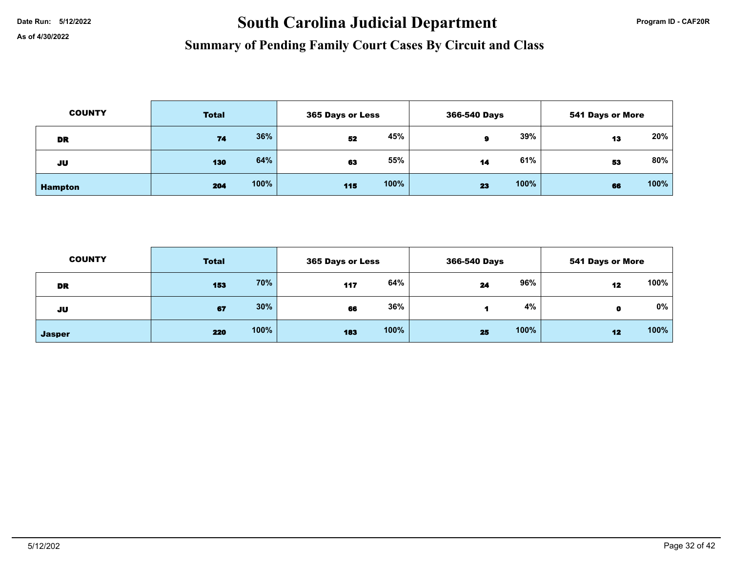Date Run: 5/12/2022

As of 4/30/2022

# South Carolina Judicial Department

## Summary of Pending Family Court Cases By Circuit and Class

Program ID - CAF20R

| COUNTY | Total | | 365 Days or Less | | 366-540 Days | | 541 Days or More | |
|---|---|---|---|---|---|---|---|---|
| DR | 74 | 36% | 52 | 45% | 9 | 39% | 13 | 20% |
| JU | 130 | 64% | 63 | 55% | 14 | 61% | 53 | 80% |
| Hampton | 204 | 100% | 115 | 100% | 23 | 100% | 66 | 100% |

| COUNTY | Total | | 365 Days or Less | | 366-540 Days | | 541 Days or More | |
|---|---|---|---|---|---|---|---|---|
| DR | 153 | 70% | 117 | 64% | 24 | 96% | 12 | 100% |
| JU | 67 | 30% | 66 | 36% | 1 | 4% | 0 | 0% |
| Jasper | 220 | 100% | 183 | 100% | 25 | 100% | 12 | 100% |

5/12/202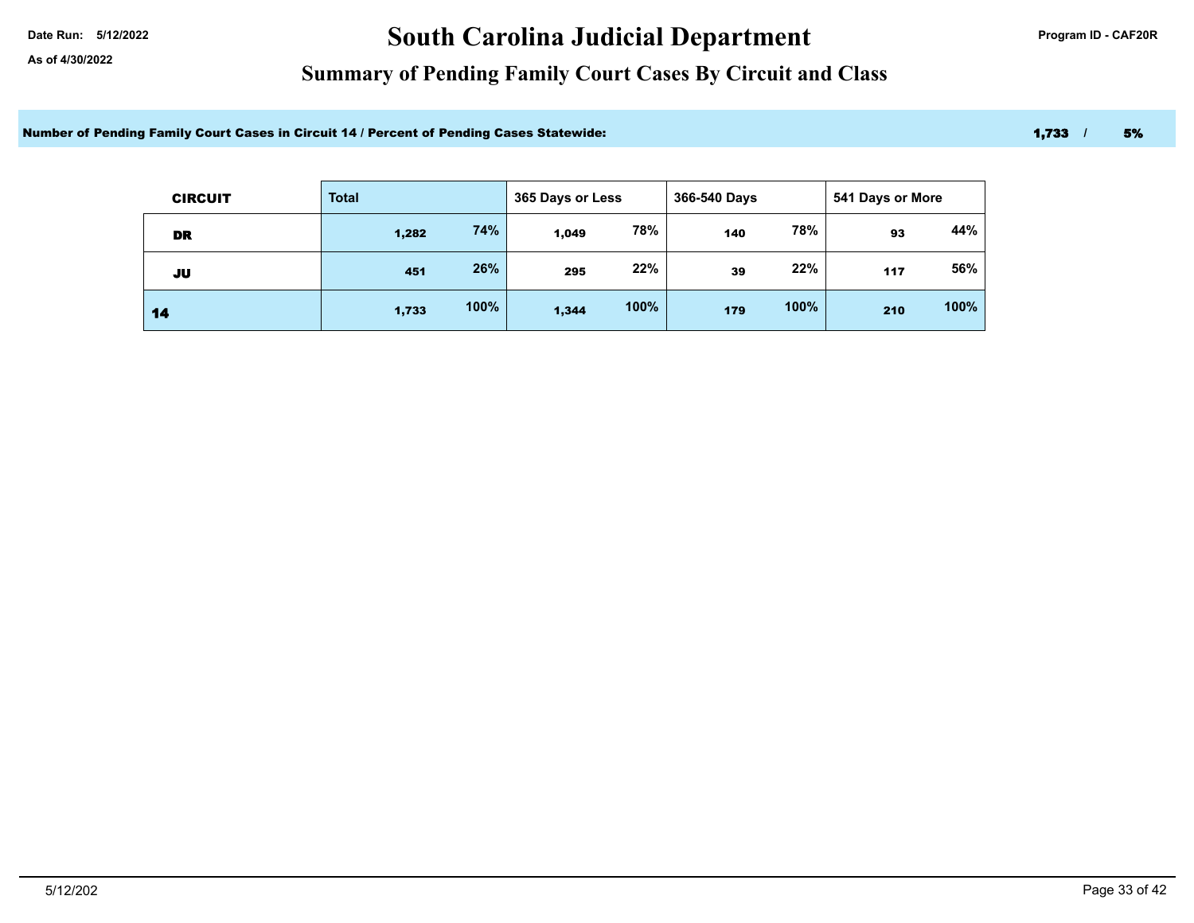Date Run: 5/12/2022

As of 4/30/2022

# South Carolina Judicial Department

## Summary of Pending Family Court Cases By Circuit and Class

Program ID - CAF20R

**Number of Pending Family Court Cases in Circuit 14 / Percent of Pending Cases Statewide:** 1,733 / 5%

| CIRCUIT | Total | | 365 Days or Less | | 366-540 Days | | 541 Days or More | |
|---|---|---|---|---|---|---|---|---|
| DR | 1,282 | 74% | 1,049 | 78% | 140 | 78% | 93 | 44% |
| JU | 451 | 26% | 295 | 22% | 39 | 22% | 117 | 56% |
| 14 | 1,733 | 100% | 1,344 | 100% | 179 | 100% | 210 | 100% |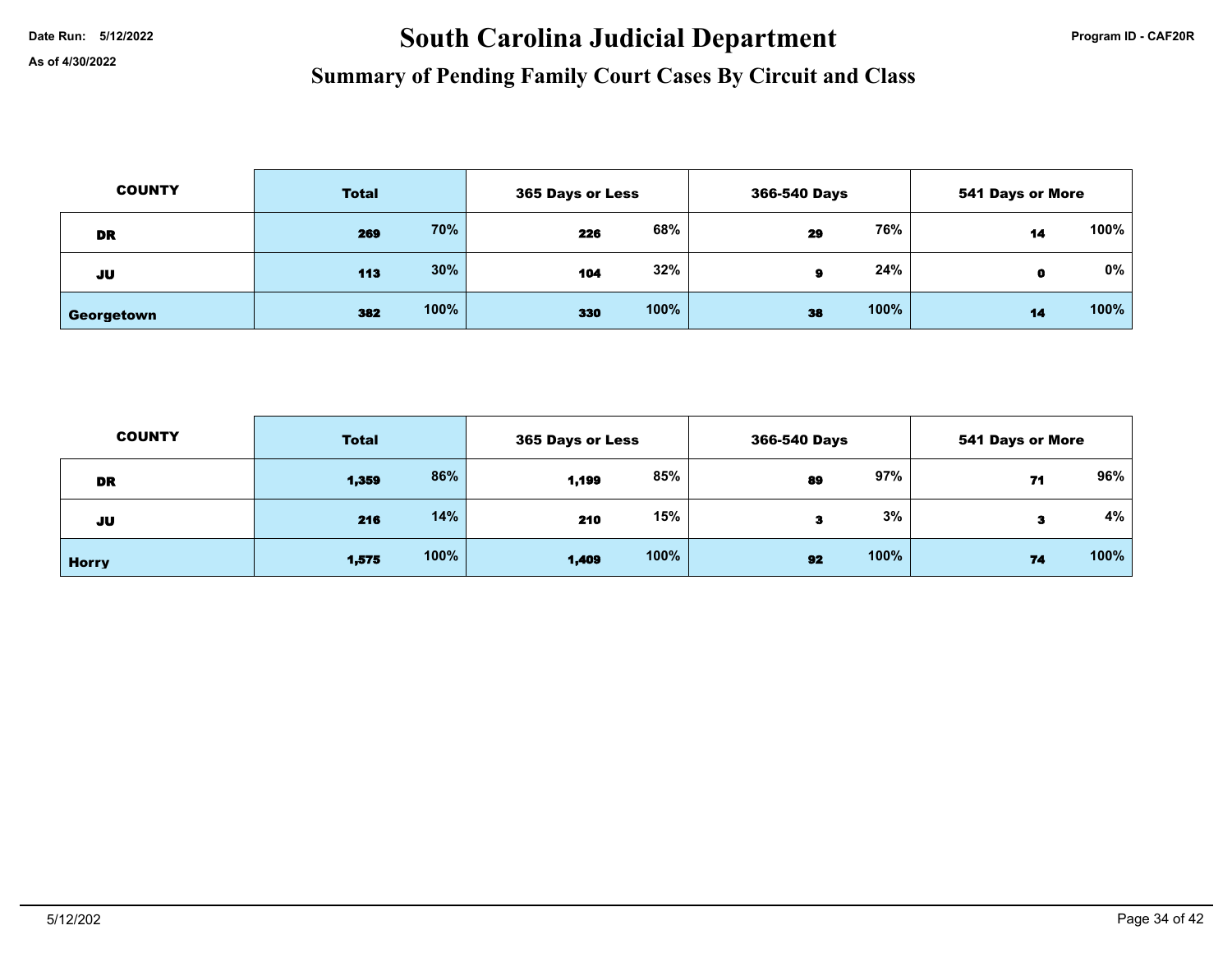# South Carolina Judicial Department

Date Run: 5/12/2022

As of 4/30/2022

Program ID - CAF20R

## Summary of Pending Family Court Cases By Circuit and Class

| COUNTY | Total | | 365 Days or Less | | 366-540 Days | | 541 Days or More | |
|---|---|---|---|---|---|---|---|---|
| DR | 269 | 70% | 226 | 68% | 29 | 76% | 14 | 100% |
| JU | 113 | 30% | 104 | 32% | 9 | 24% | 0 | 0% |
| Georgetown | 382 | 100% | 330 | 100% | 38 | 100% | 14 | 100% |

| COUNTY | Total | | 365 Days or Less | | 366-540 Days | | 541 Days or More | |
|---|---|---|---|---|---|---|---|---|
| DR | 1,359 | 86% | 1,199 | 85% | 89 | 97% | 71 | 96% |
| JU | 216 | 14% | 210 | 15% | 3 | 3% | 3 | 4% |
| Horry | 1,575 | 100% | 1,409 | 100% | 92 | 100% | 74 | 100% |

5/12/202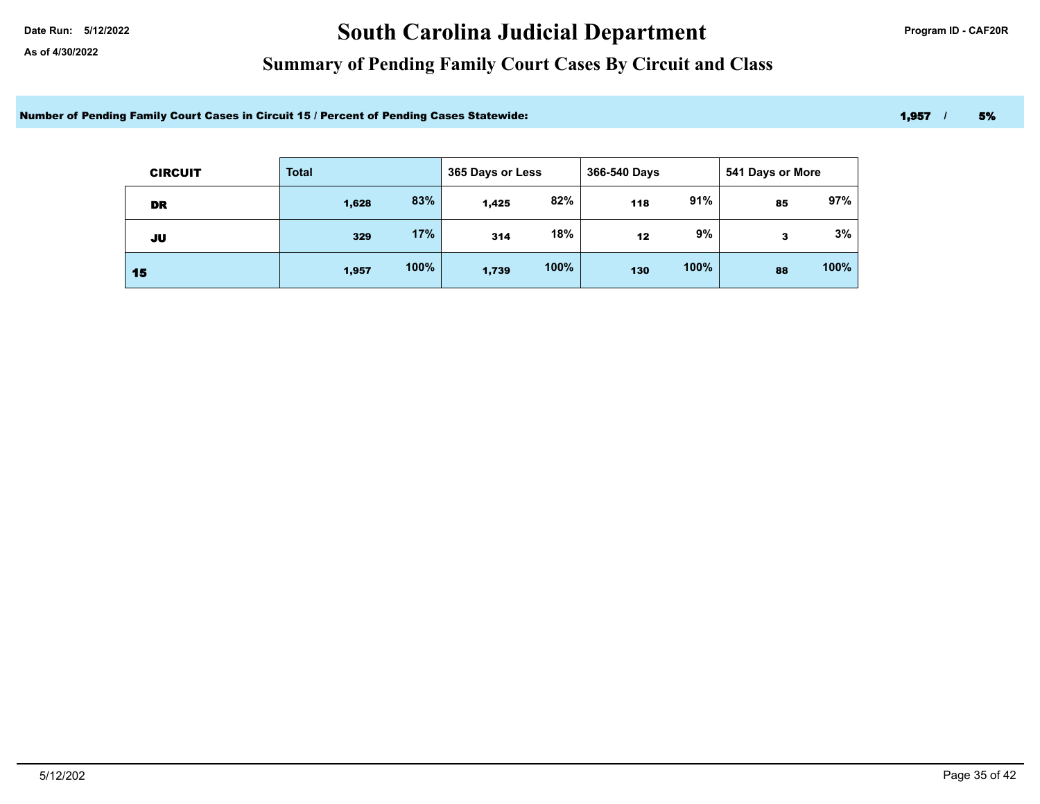Date Run: 5/12/2022

As of 4/30/2022

# South Carolina Judicial Department

Program ID - CAF20R

## Summary of Pending Family Court Cases By Circuit and Class

**Number of Pending Family Court Cases in Circuit 15 / Percent of Pending Cases Statewide:** **1,957 / 5%**

| CIRCUIT | Total | | 365 Days or Less | | 366-540 Days | | 541 Days or More | |
|---|---|---|---|---|---|---|---|---|
| DR | 1,628 | 83% | 1,425 | 82% | 118 | 91% | 85 | 97% |
| JU | 329 | 17% | 314 | 18% | 12 | 9% | 3 | 3% |
| 15 | 1,957 | 100% | 1,739 | 100% | 130 | 100% | 88 | 100% |

5/12/202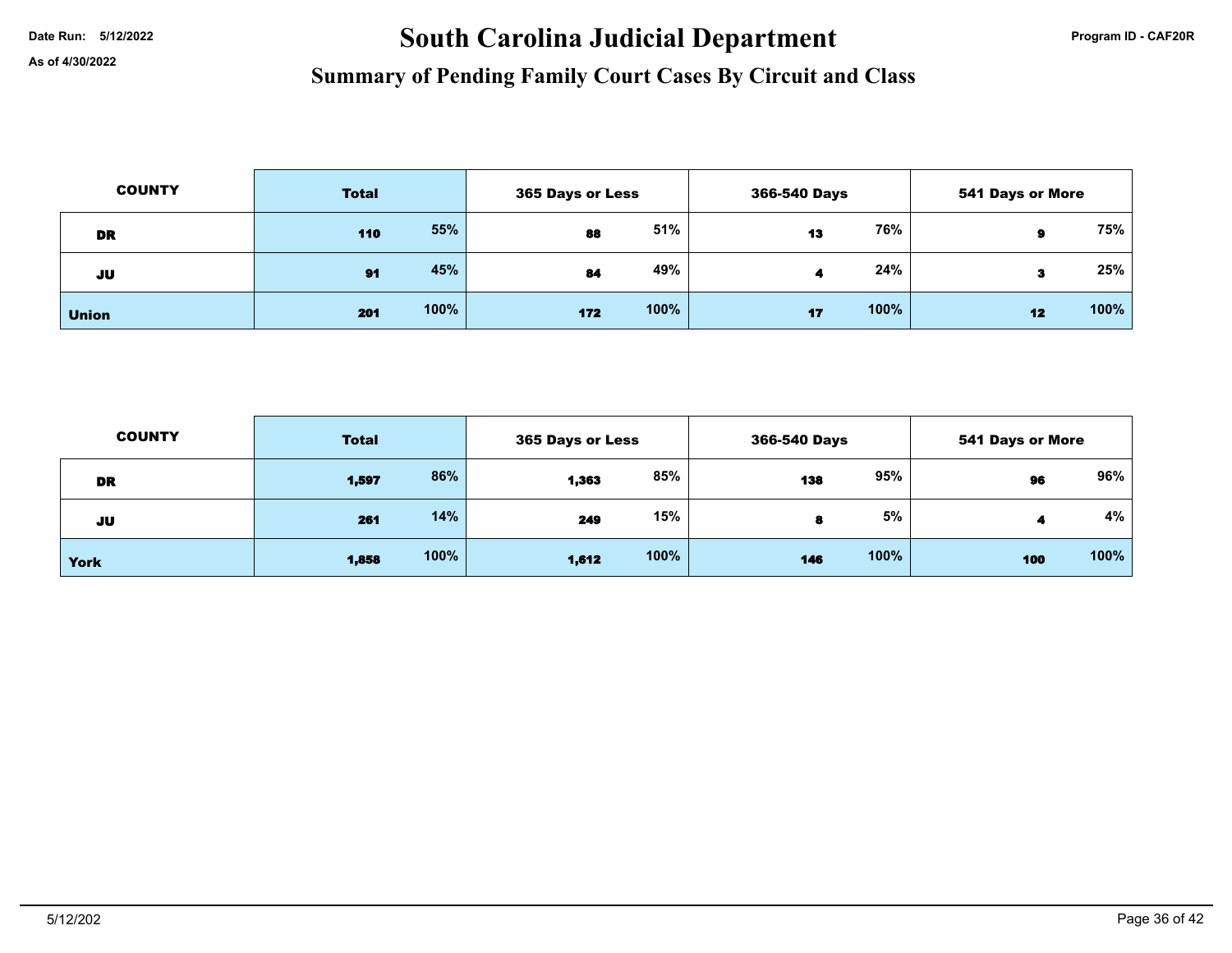Date Run: 5/12/2022

As of 4/30/2022

# South Carolina Judicial Department

## Summary of Pending Family Court Cases By Circuit and Class

Program ID - CAF20R

| COUNTY | Total | | 365 Days or Less | | 366-540 Days | | 541 Days or More | |
|---|---|---|---|---|---|---|---|---|
| DR | 110 | 55% | 88 | 51% | 13 | 76% | 9 | 75% |
| JU | 91 | 45% | 84 | 49% | 4 | 24% | 3 | 25% |
| Union | 201 | 100% | 172 | 100% | 17 | 100% | 12 | 100% |

| COUNTY | Total | | 365 Days or Less | | 366-540 Days | | 541 Days or More | |
|---|---|---|---|---|---|---|---|---|
| DR | 1,597 | 86% | 1,363 | 85% | 138 | 95% | 96 | 96% |
| JU | 261 | 14% | 249 | 15% | 8 | 5% | 4 | 4% |
| York | 1,858 | 100% | 1,612 | 100% | 146 | 100% | 100 | 100% |

5/12/202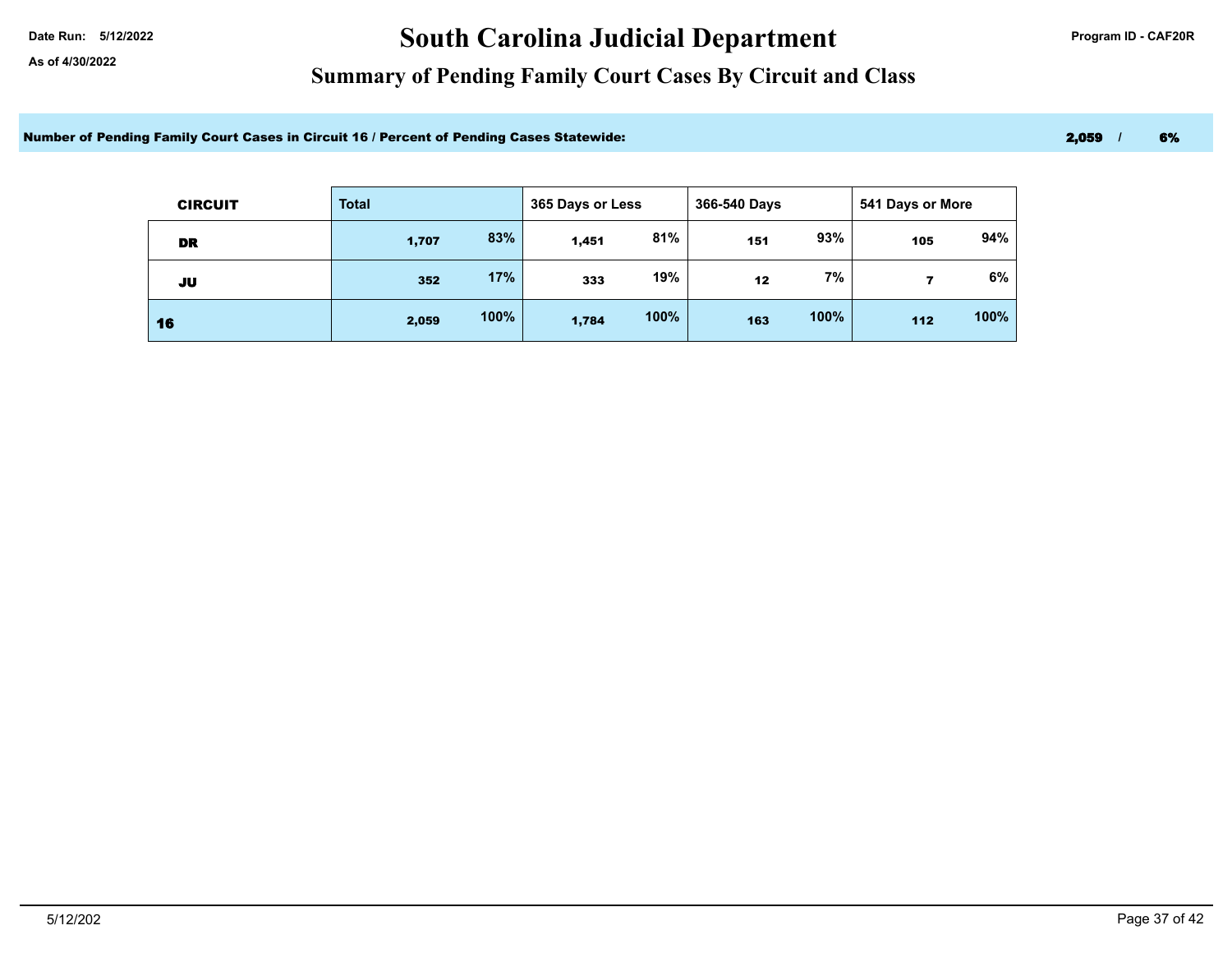Date Run: 5/12/2022

As of 4/30/2022

# South Carolina Judicial Department

## Summary of Pending Family Court Cases By Circuit and Class

Program ID - CAF20R

**Number of Pending Family Court Cases in Circuit 16 / Percent of Pending Cases Statewide:** **2,059 / 6%**

| CIRCUIT | Total | | 365 Days or Less | | 366-540 Days | | 541 Days or More | |
|---|---|---|---|---|---|---|---|---|
| DR | 1,707 | 83% | 1,451 | 81% | 151 | 93% | 105 | 94% |
| JU | 352 | 17% | 333 | 19% | 12 | 7% | 7 | 6% |
| 16 | 2,059 | 100% | 1,784 | 100% | 163 | 100% | 112 | 100% |

5/12/202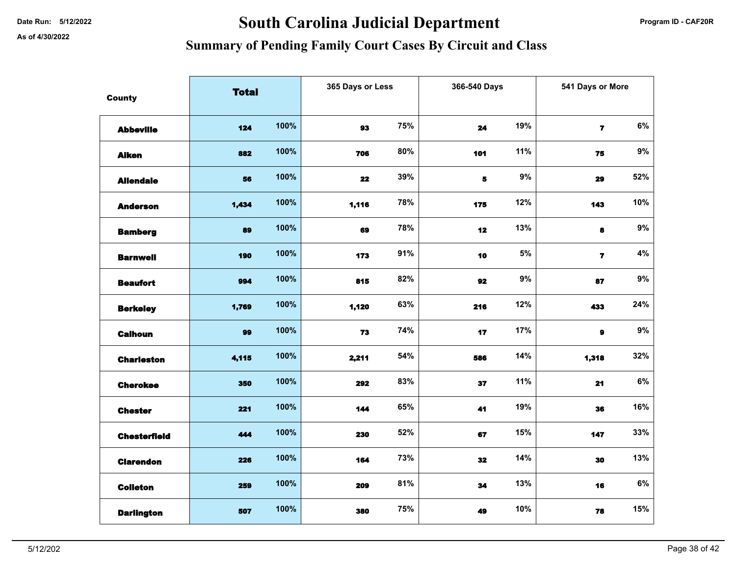Date Run: 5/12/2022

As of 4/30/2022

# South Carolina Judicial Department

## Summary of Pending Family Court Cases By Circuit and Class

Program ID - CAF20R

| County | Total | | 365 Days or Less | | 366-540 Days | | 541 Days or More | |
|---|---|---|---|---|---|---|---|---|
| **Abbeville** | 124 | 100% | 93 | 75% | 24 | 19% | 7 | 6% |
| **Aiken** | 882 | 100% | 706 | 80% | 101 | 11% | 75 | 9% |
| **Allendale** | 56 | 100% | 22 | 39% | 5 | 9% | 29 | 52% |
| **Anderson** | 1,434 | 100% | 1,116 | 78% | 175 | 12% | 143 | 10% |
| **Bamberg** | 89 | 100% | 69 | 78% | 12 | 13% | 8 | 9% |
| **Barnwell** | 190 | 100% | 173 | 91% | 10 | 5% | 7 | 4% |
| **Beaufort** | 994 | 100% | 815 | 82% | 92 | 9% | 87 | 9% |
| **Berkeley** | 1,769 | 100% | 1,120 | 63% | 216 | 12% | 433 | 24% |
| **Calhoun** | 99 | 100% | 73 | 74% | 17 | 17% | 9 | 9% |
| **Charleston** | 4,115 | 100% | 2,211 | 54% | 586 | 14% | 1,318 | 32% |
| **Cherokee** | 350 | 100% | 292 | 83% | 37 | 11% | 21 | 6% |
| **Chester** | 221 | 100% | 144 | 65% | 41 | 19% | 36 | 16% |
| **Chesterfield** | 444 | 100% | 230 | 52% | 67 | 15% | 147 | 33% |
| **Clarendon** | 226 | 100% | 164 | 73% | 32 | 14% | 30 | 13% |
| **Colleton** | 259 | 100% | 209 | 81% | 34 | 13% | 16 | 6% |
| **Darlington** | 507 | 100% | 380 | 75% | 49 | 10% | 78 | 15% |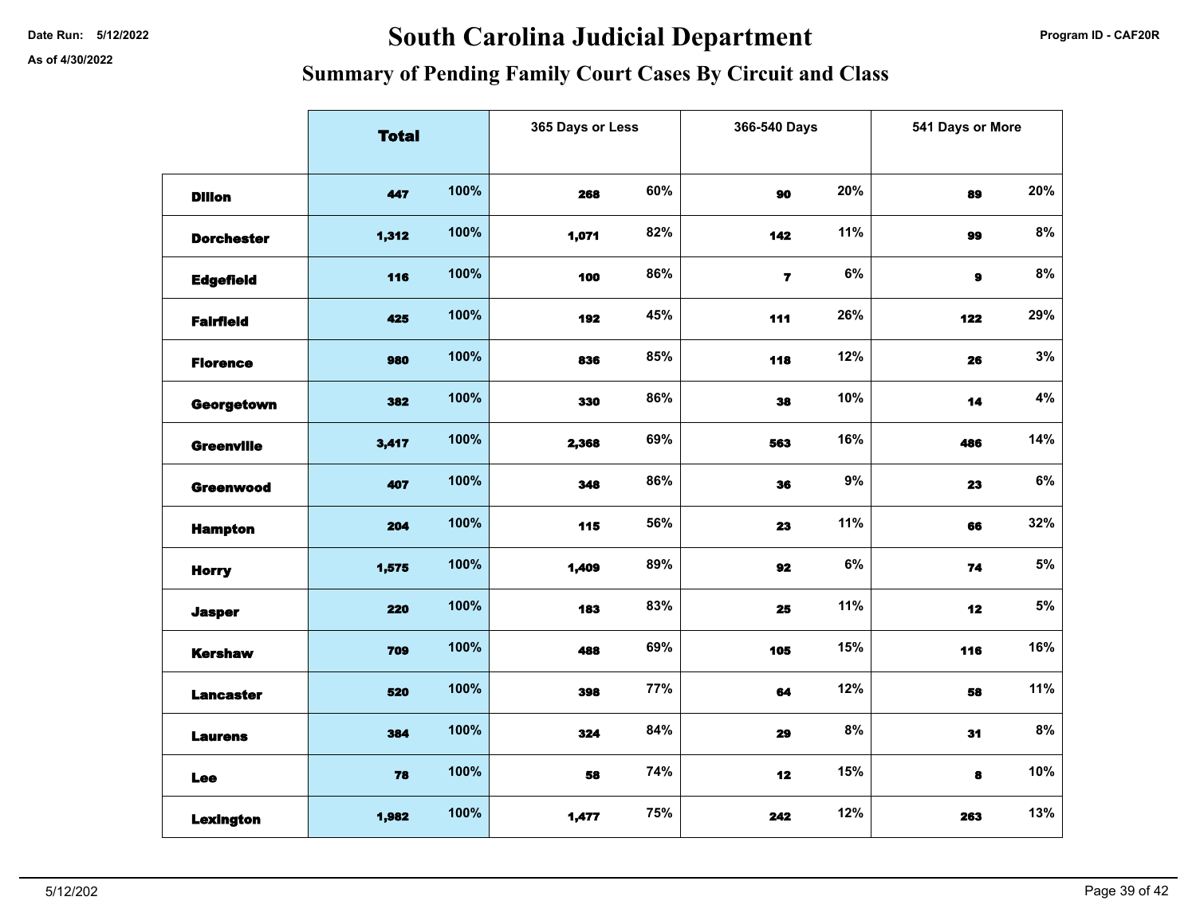Date Run: 5/12/2022

As of 4/30/2022

# South Carolina Judicial Department

Program ID - CAF20R

## Summary of Pending Family Court Cases By Circuit and Class

| | Total | | 365 Days or Less | | 366-540 Days | | 541 Days or More | |
|---|---|---|---|---|---|---|---|---|
| **Dillon** | 447 | 100% | 268 | 60% | 90 | 20% | 89 | 20% |
| **Dorchester** | 1,312 | 100% | 1,071 | 82% | 142 | 11% | 99 | 8% |
| **Edgefield** | 116 | 100% | 100 | 86% | 7 | 6% | 9 | 8% |
| **Fairfield** | 425 | 100% | 192 | 45% | 111 | 26% | 122 | 29% |
| **Florence** | 980 | 100% | 836 | 85% | 118 | 12% | 26 | 3% |
| **Georgetown** | 382 | 100% | 330 | 86% | 38 | 10% | 14 | 4% |
| **Greenville** | 3,417 | 100% | 2,368 | 69% | 563 | 16% | 486 | 14% |
| **Greenwood** | 407 | 100% | 348 | 86% | 36 | 9% | 23 | 6% |
| **Hampton** | 204 | 100% | 115 | 56% | 23 | 11% | 66 | 32% |
| **Horry** | 1,575 | 100% | 1,409 | 89% | 92 | 6% | 74 | 5% |
| **Jasper** | 220 | 100% | 183 | 83% | 25 | 11% | 12 | 5% |
| **Kershaw** | 709 | 100% | 488 | 69% | 105 | 15% | 116 | 16% |
| **Lancaster** | 520 | 100% | 398 | 77% | 64 | 12% | 58 | 11% |
| **Laurens** | 384 | 100% | 324 | 84% | 29 | 8% | 31 | 8% |
| **Lee** | 78 | 100% | 58 | 74% | 12 | 15% | 8 | 10% |
| **Lexington** | 1,982 | 100% | 1,477 | 75% | 242 | 12% | 263 | 13% |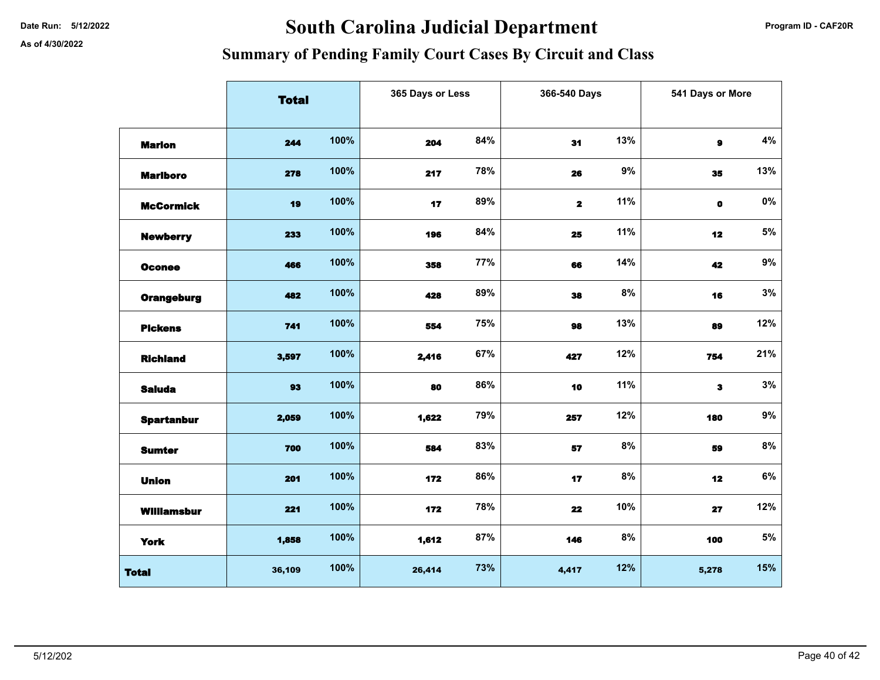Date Run: 5/12/2022

As of 4/30/2022

# South Carolina Judicial Department

Program ID - CAF20R

## Summary of Pending Family Court Cases By Circuit and Class

| | Total | | 365 Days or Less | | 366-540 Days | | 541 Days or More | |
|---|---|---|---|---|---|---|---|---|
| **Marion** | 244 | 100% | 204 | 84% | 31 | 13% | 9 | 4% |
| **Marlboro** | 278 | 100% | 217 | 78% | 26 | 9% | 35 | 13% |
| **McCormick** | 19 | 100% | 17 | 89% | 2 | 11% | 0 | 0% |
| **Newberry** | 233 | 100% | 196 | 84% | 25 | 11% | 12 | 5% |
| **Oconee** | 466 | 100% | 358 | 77% | 66 | 14% | 42 | 9% |
| **Orangeburg** | 482 | 100% | 428 | 89% | 38 | 8% | 16 | 3% |
| **Pickens** | 741 | 100% | 554 | 75% | 98 | 13% | 89 | 12% |
| **Richland** | 3,597 | 100% | 2,416 | 67% | 427 | 12% | 754 | 21% |
| **Saluda** | 93 | 100% | 80 | 86% | 10 | 11% | 3 | 3% |
| **Spartanbur** | 2,059 | 100% | 1,622 | 79% | 257 | 12% | 180 | 9% |
| **Sumter** | 700 | 100% | 584 | 83% | 57 | 8% | 59 | 8% |
| **Union** | 201 | 100% | 172 | 86% | 17 | 8% | 12 | 6% |
| **Williamsbur** | 221 | 100% | 172 | 78% | 22 | 10% | 27 | 12% |
| **York** | 1,858 | 100% | 1,612 | 87% | 146 | 8% | 100 | 5% |
| **Total** | 36,109 | 100% | 26,414 | 73% | 4,417 | 12% | 5,278 | 15% |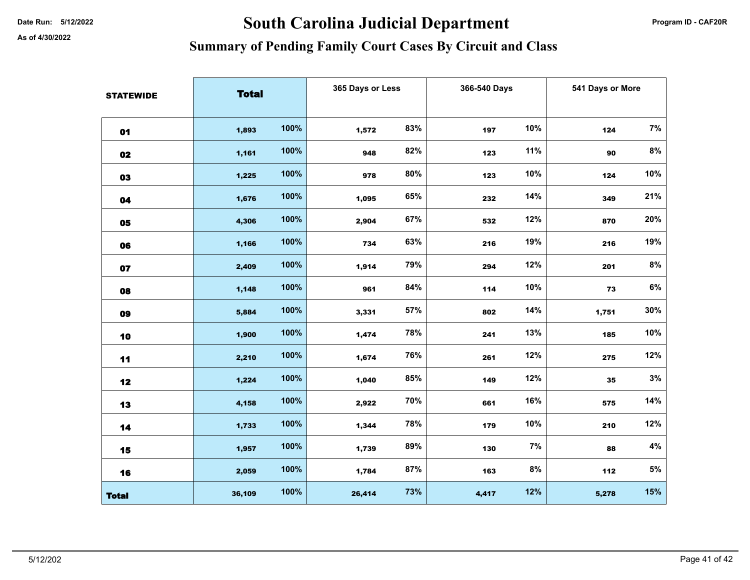Date Run: 5/12/2022

As of 4/30/2022

# South Carolina Judicial Department

Program ID - CAF20R

## Summary of Pending Family Court Cases By Circuit and Class

| STATEWIDE | Total | | 365 Days or Less | | 366-540 Days | | 541 Days or More | |
|---|---|---|---|---|---|---|---|---|
| 01 | 1,893 | 100% | 1,572 | 83% | 197 | 10% | 124 | 7% |
| 02 | 1,161 | 100% | 948 | 82% | 123 | 11% | 90 | 8% |
| 03 | 1,225 | 100% | 978 | 80% | 123 | 10% | 124 | 10% |
| 04 | 1,676 | 100% | 1,095 | 65% | 232 | 14% | 349 | 21% |
| 05 | 4,306 | 100% | 2,904 | 67% | 532 | 12% | 870 | 20% |
| 06 | 1,166 | 100% | 734 | 63% | 216 | 19% | 216 | 19% |
| 07 | 2,409 | 100% | 1,914 | 79% | 294 | 12% | 201 | 8% |
| 08 | 1,148 | 100% | 961 | 84% | 114 | 10% | 73 | 6% |
| 09 | 5,884 | 100% | 3,331 | 57% | 802 | 14% | 1,751 | 30% |
| 10 | 1,900 | 100% | 1,474 | 78% | 241 | 13% | 185 | 10% |
| 11 | 2,210 | 100% | 1,674 | 76% | 261 | 12% | 275 | 12% |
| 12 | 1,224 | 100% | 1,040 | 85% | 149 | 12% | 35 | 3% |
| 13 | 4,158 | 100% | 2,922 | 70% | 661 | 16% | 575 | 14% |
| 14 | 1,733 | 100% | 1,344 | 78% | 179 | 10% | 210 | 12% |
| 15 | 1,957 | 100% | 1,739 | 89% | 130 | 7% | 88 | 4% |
| 16 | 2,059 | 100% | 1,784 | 87% | 163 | 8% | 112 | 5% |
| Total | 36,109 | 100% | 26,414 | 73% | 4,417 | 12% | 5,278 | 15% |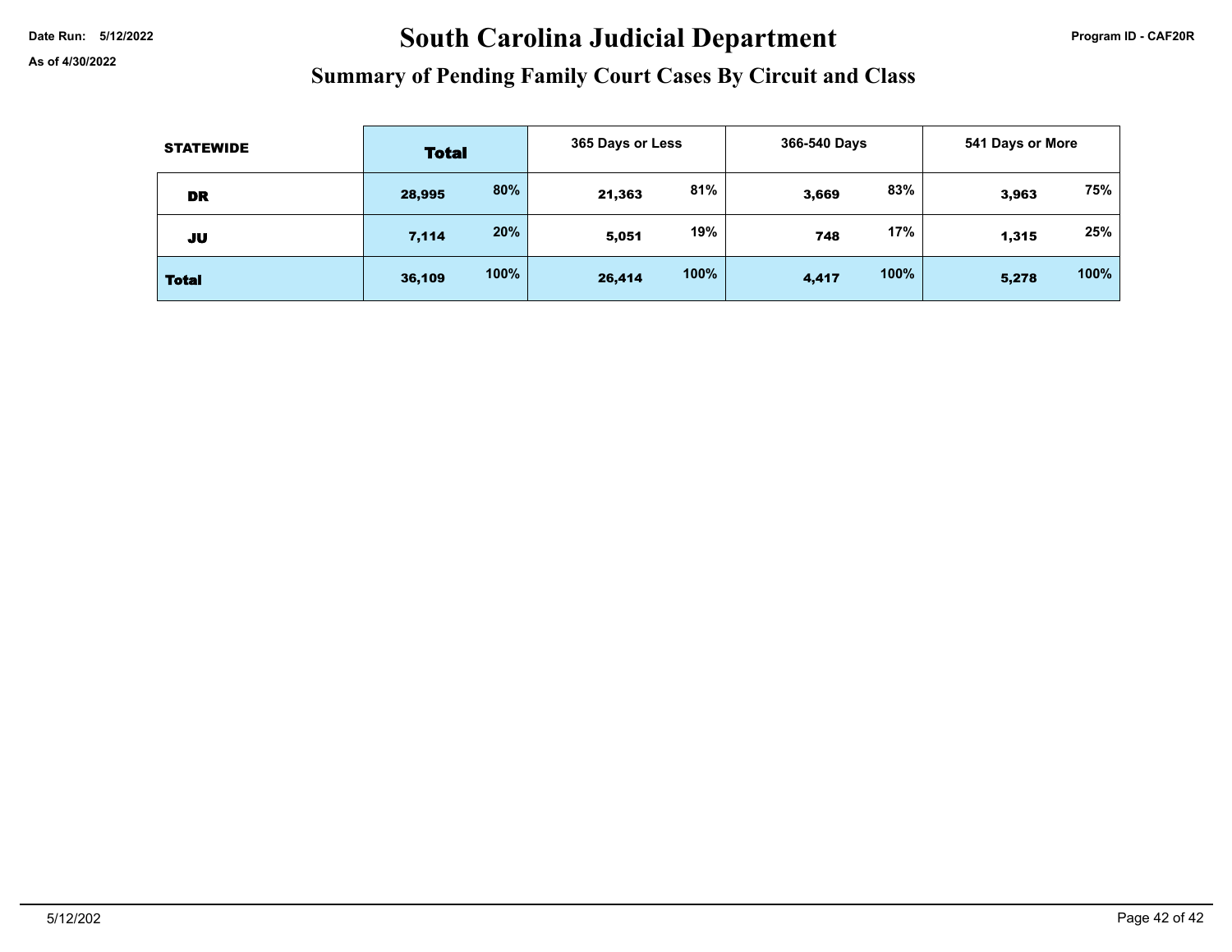Date Run: 5/12/2022

As of 4/30/2022

Program ID - CAF20R

# South Carolina Judicial Department

## Summary of Pending Family Court Cases By Circuit and Class

| STATEWIDE | Total | | 365 Days or Less | | 366-540 Days | | 541 Days or More | |
|---|---|---|---|---|---|---|---|---|
| DR | 28,995 | 80% | 21,363 | 81% | 3,669 | 83% | 3,963 | 75% |
| JU | 7,114 | 20% | 5,051 | 19% | 748 | 17% | 1,315 | 25% |
| **Total** | 36,109 | 100% | 26,414 | 100% | 4,417 | 100% | 5,278 | 100% |